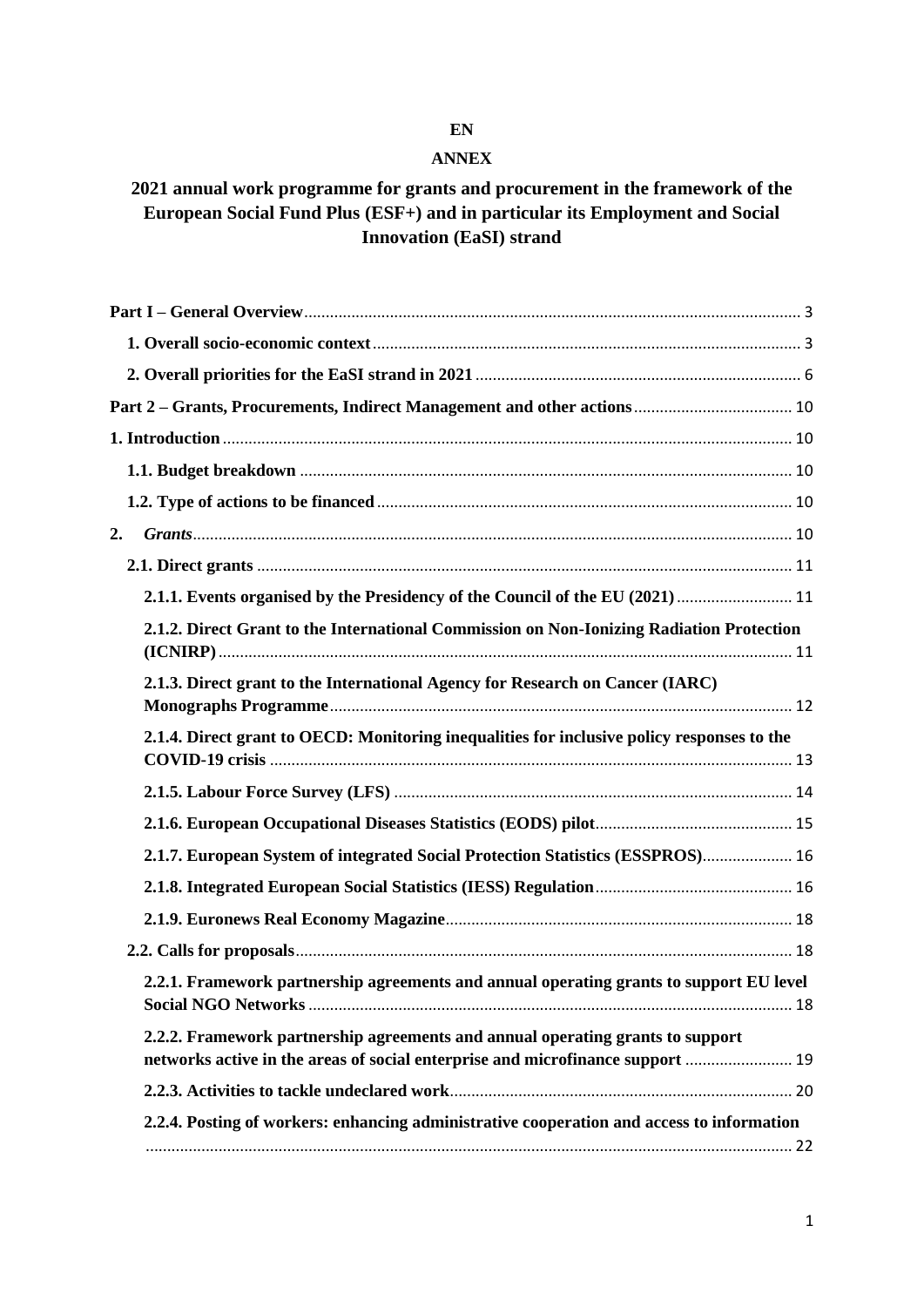**EN**

**ANNEX**

# 2021 annual work programme for grants and procurement in the framework of the European Social Fund Plus (ESF+) and in particular its Employment and Social Innovation (EaSI) strand

**Part I – General Overview** ........ 3

**1. Overall socio-economic context** ........ 3

**2. Overall priorities for the EaSI strand in 2021** ........ 6

**Part 2 – Grants, Procurements, Indirect Management and other actions** ........ 10

**1. Introduction** ........ 10

**1.1. Budget breakdown** ........ 10

**1.2. Type of actions to be financed** ........ 10

**2. *Grants*** ........ 10

**2.1. Direct grants** ........ 11

**2.1.1. Events organised by the Presidency of the Council of the EU (2021)** ........ 11

**2.1.2. Direct Grant to the International Commission on Non-Ionizing Radiation Protection (ICNIRP)** ........ 11

**2.1.3. Direct grant to the International Agency for Research on Cancer (IARC) Monographs Programme** ........ 12

**2.1.4. Direct grant to OECD: Monitoring inequalities for inclusive policy responses to the COVID-19 crisis** ........ 13

**2.1.5. Labour Force Survey (LFS)** ........ 14

**2.1.6. European Occupational Diseases Statistics (EODS) pilot** ........ 15

**2.1.7. European System of integrated Social Protection Statistics (ESSPROS)** ........ 16

**2.1.8. Integrated European Social Statistics (IESS) Regulation** ........ 16

**2.1.9. Euronews Real Economy Magazine** ........ 18

**2.2. Calls for proposals** ........ 18

**2.2.1. Framework partnership agreements and annual operating grants to support EU level Social NGO Networks** ........ 18

**2.2.2. Framework partnership agreements and annual operating grants to support networks active in the areas of social enterprise and microfinance support** ........ 19

**2.2.3. Activities to tackle undeclared work** ........ 20

**2.2.4. Posting of workers: enhancing administrative cooperation and access to information** ........ 22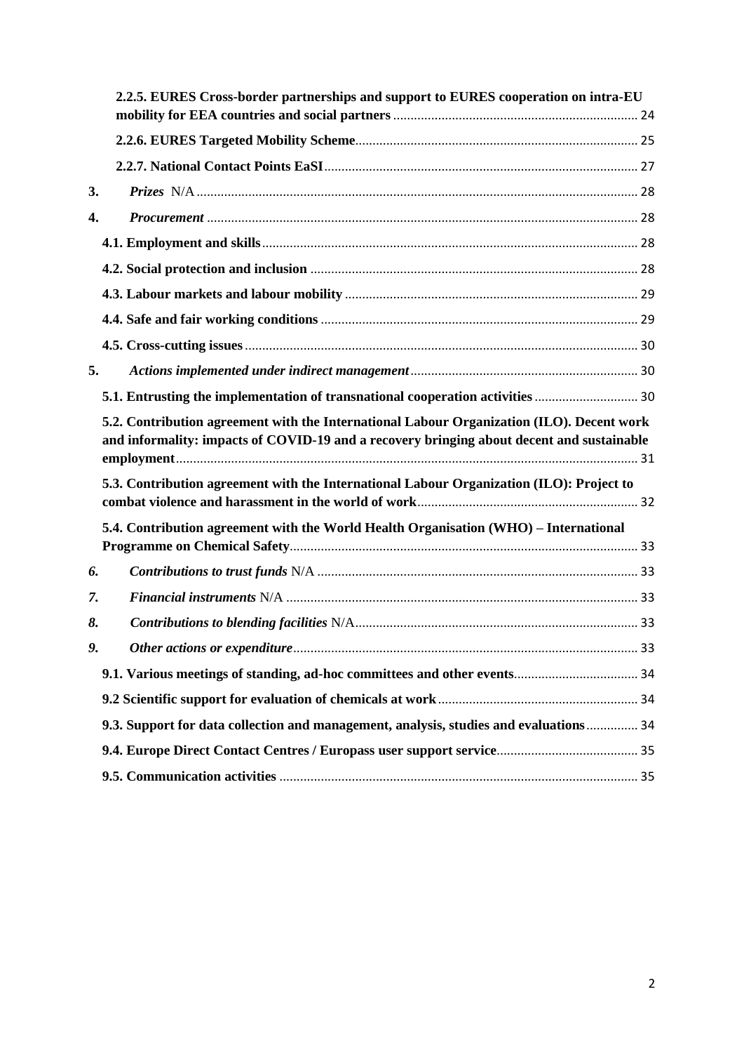**2.2.5. EURES Cross-border partnerships and support to EURES cooperation on intra-EU mobility for EEA countries and social partners** ........ 24

**2.2.6. EURES Targeted Mobility Scheme** ........ 25

**2.2.7. National Contact Points EaSI** ........ 27

**3.** ***Prizes*** N/A ........ 28

**4.** ***Procurement*** ........ 28

**4.1. Employment and skills** ........ 28

**4.2. Social protection and inclusion** ........ 28

**4.3. Labour markets and labour mobility** ........ 29

**4.4. Safe and fair working conditions** ........ 29

**4.5. Cross-cutting issues** ........ 30

**5.** ***Actions implemented under indirect management*** ........ 30

**5.1. Entrusting the implementation of transnational cooperation activities** ........ 30

**5.2. Contribution agreement with the International Labour Organization (ILO). Decent work and informality: impacts of COVID-19 and a recovery bringing about decent and sustainable employment** ........ 31

**5.3. Contribution agreement with the International Labour Organization (ILO): Project to combat violence and harassment in the world of work** ........ 32

**5.4. Contribution agreement with the World Health Organisation (WHO) – International Programme on Chemical Safety** ........ 33

***6.*** ***Contributions to trust funds*** N/A ........ 33

***7.*** ***Financial instruments*** N/A ........ 33

***8.*** ***Contributions to blending facilities*** N/A ........ 33

***9.*** ***Other actions or expenditure*** ........ 33

**9.1. Various meetings of standing, ad-hoc committees and other events** ........ 34

**9.2 Scientific support for evaluation of chemicals at work** ........ 34

**9.3. Support for data collection and management, analysis, studies and evaluations** ........ 34

**9.4. Europe Direct Contact Centres / Europass user support service** ........ 35

**9.5. Communication activities** ........ 35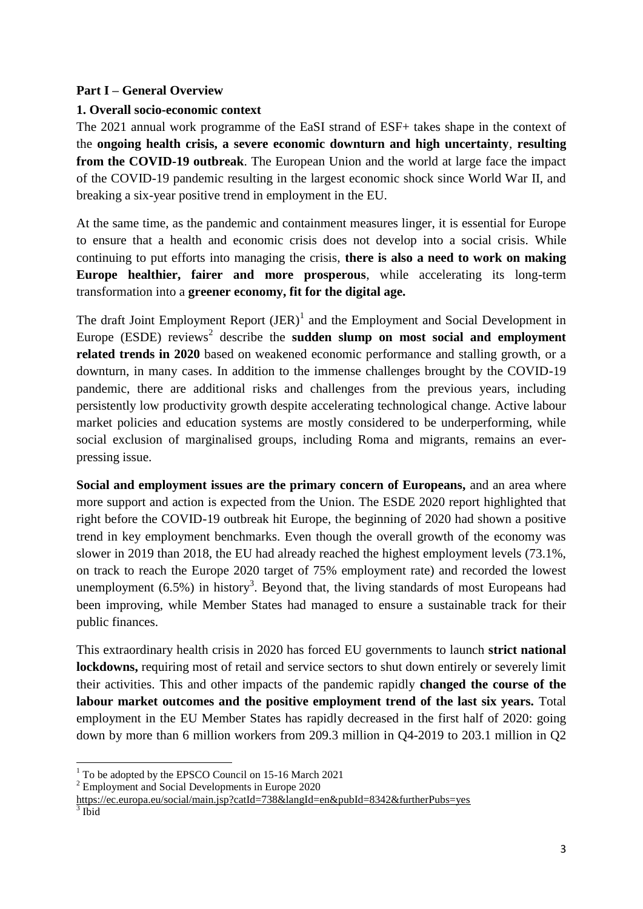## Part I – General Overview

### 1. Overall socio-economic context

The 2021 annual work programme of the EaSI strand of ESF+ takes shape in the context of the **ongoing health crisis, a severe economic downturn and high uncertainty**, **resulting from the COVID-19 outbreak**. The European Union and the world at large face the impact of the COVID-19 pandemic resulting in the largest economic shock since World War II, and breaking a six-year positive trend in employment in the EU.

At the same time, as the pandemic and containment measures linger, it is essential for Europe to ensure that a health and economic crisis does not develop into a social crisis. While continuing to put efforts into managing the crisis, **there is also a need to work on making Europe healthier, fairer and more prosperous**, while accelerating its long-term transformation into a **greener economy, fit for the digital age.**

The draft Joint Employment Report (JER)[1] and the Employment and Social Development in Europe (ESDE) reviews[2] describe the **sudden slump on most social and employment related trends in 2020** based on weakened economic performance and stalling growth, or a downturn, in many cases. In addition to the immense challenges brought by the COVID-19 pandemic, there are additional risks and challenges from the previous years, including persistently low productivity growth despite accelerating technological change. Active labour market policies and education systems are mostly considered to be underperforming, while social exclusion of marginalised groups, including Roma and migrants, remains an ever-pressing issue.

**Social and employment issues are the primary concern of Europeans,** and an area where more support and action is expected from the Union. The ESDE 2020 report highlighted that right before the COVID-19 outbreak hit Europe, the beginning of 2020 had shown a positive trend in key employment benchmarks. Even though the overall growth of the economy was slower in 2019 than 2018, the EU had already reached the highest employment levels (73.1%, on track to reach the Europe 2020 target of 75% employment rate) and recorded the lowest unemployment (6.5%) in history[3]. Beyond that, the living standards of most Europeans had been improving, while Member States had managed to ensure a sustainable track for their public finances.

This extraordinary health crisis in 2020 has forced EU governments to launch **strict national lockdowns,** requiring most of retail and service sectors to shut down entirely or severely limit their activities. This and other impacts of the pandemic rapidly **changed the course of the labour market outcomes and the positive employment trend of the last six years.** Total employment in the EU Member States has rapidly decreased in the first half of 2020: going down by more than 6 million workers from 209.3 million in Q4-2019 to 203.1 million in Q2

---

[1] To be adopted by the EPSCO Council on 15-16 March 2021

[2] Employment and Social Developments in Europe 2020 https://ec.europa.eu/social/main.jsp?catId=738&langId=en&pubId=8342&furtherPubs=yes

[3] Ibid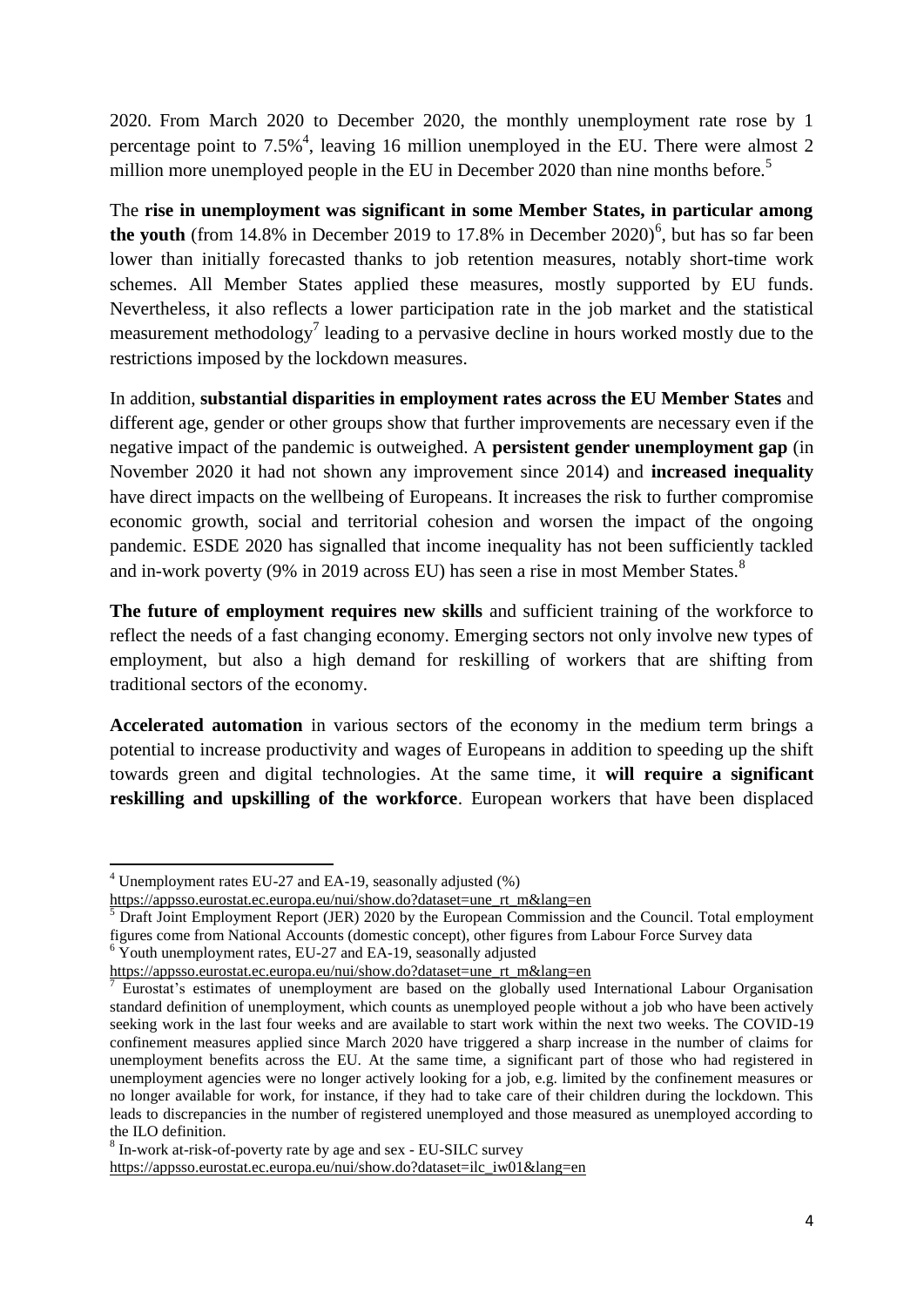2020. From March 2020 to December 2020, the monthly unemployment rate rose by 1 percentage point to 7.5%[4], leaving 16 million unemployed in the EU. There were almost 2 million more unemployed people in the EU in December 2020 than nine months before.[5]

The **rise in unemployment was significant in some Member States, in particular among the youth** (from 14.8% in December 2019 to 17.8% in December 2020)[6], but has so far been lower than initially forecasted thanks to job retention measures, notably short-time work schemes. All Member States applied these measures, mostly supported by EU funds. Nevertheless, it also reflects a lower participation rate in the job market and the statistical measurement methodology[7] leading to a pervasive decline in hours worked mostly due to the restrictions imposed by the lockdown measures.

In addition, **substantial disparities in employment rates across the EU Member States** and different age, gender or other groups show that further improvements are necessary even if the negative impact of the pandemic is outweighed. A **persistent gender unemployment gap** (in November 2020 it had not shown any improvement since 2014) and **increased inequality** have direct impacts on the wellbeing of Europeans. It increases the risk to further compromise economic growth, social and territorial cohesion and worsen the impact of the ongoing pandemic. ESDE 2020 has signalled that income inequality has not been sufficiently tackled and in-work poverty (9% in 2019 across EU) has seen a rise in most Member States.[8]

**The future of employment requires new skills** and sufficient training of the workforce to reflect the needs of a fast changing economy. Emerging sectors not only involve new types of employment, but also a high demand for reskilling of workers that are shifting from traditional sectors of the economy.

**Accelerated automation** in various sectors of the economy in the medium term brings a potential to increase productivity and wages of Europeans in addition to speeding up the shift towards green and digital technologies. At the same time, it **will require a significant reskilling and upskilling of the workforce**. European workers that have been displaced

---

[4] Unemployment rates EU-27 and EA-19, seasonally adjusted (%) https://appsso.eurostat.ec.europa.eu/nui/show.do?dataset=une_rt_m&lang=en

[5] Draft Joint Employment Report (JER) 2020 by the European Commission and the Council. Total employment figures come from National Accounts (domestic concept), other figures from Labour Force Survey data

[6] Youth unemployment rates, EU-27 and EA-19, seasonally adjusted https://appsso.eurostat.ec.europa.eu/nui/show.do?dataset=une_rt_m&lang=en

[7] Eurostat's estimates of unemployment are based on the globally used International Labour Organisation standard definition of unemployment, which counts as unemployed people without a job who have been actively seeking work in the last four weeks and are available to start work within the next two weeks. The COVID-19 confinement measures applied since March 2020 have triggered a sharp increase in the number of claims for unemployment benefits across the EU. At the same time, a significant part of those who had registered in unemployment agencies were no longer actively looking for a job, e.g. limited by the confinement measures or no longer available for work, for instance, if they had to take care of their children during the lockdown. This leads to discrepancies in the number of registered unemployed and those measured as unemployed according to the ILO definition.

[8] In-work at-risk-of-poverty rate by age and sex - EU-SILC survey https://appsso.eurostat.ec.europa.eu/nui/show.do?dataset=ilc_iw01&lang=en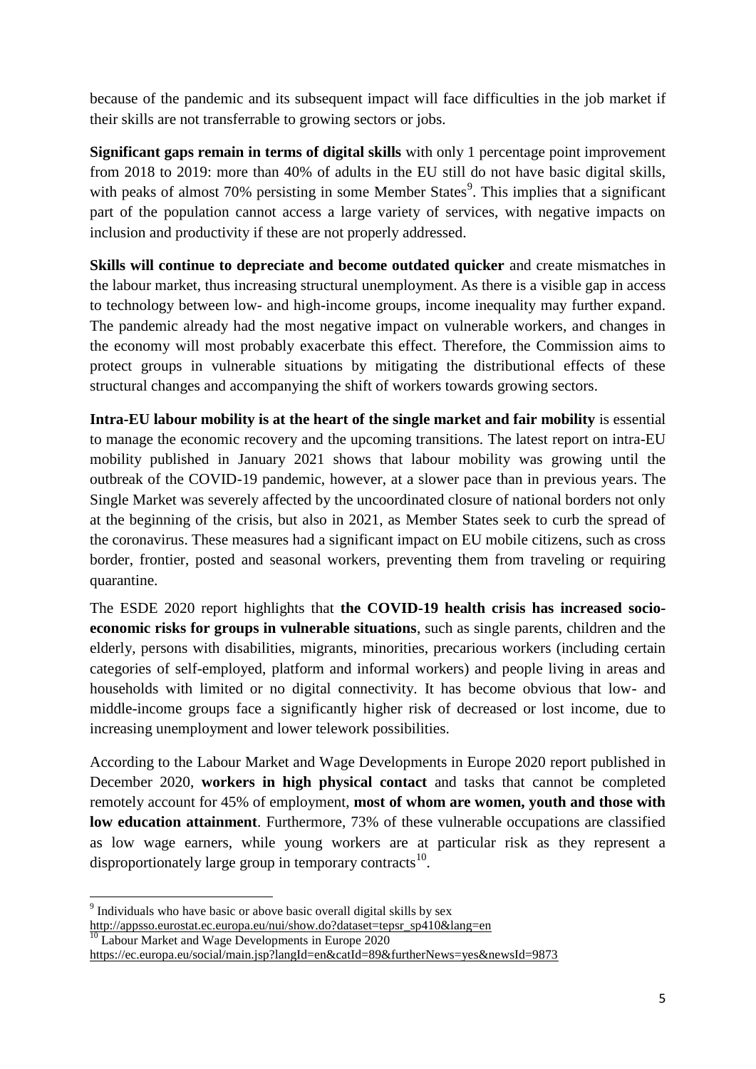because of the pandemic and its subsequent impact will face difficulties in the job market if their skills are not transferrable to growing sectors or jobs.

**Significant gaps remain in terms of digital skills** with only 1 percentage point improvement from 2018 to 2019: more than 40% of adults in the EU still do not have basic digital skills, with peaks of almost 70% persisting in some Member States[9]. This implies that a significant part of the population cannot access a large variety of services, with negative impacts on inclusion and productivity if these are not properly addressed.

**Skills will continue to depreciate and become outdated quicker** and create mismatches in the labour market, thus increasing structural unemployment. As there is a visible gap in access to technology between low- and high-income groups, income inequality may further expand. The pandemic already had the most negative impact on vulnerable workers, and changes in the economy will most probably exacerbate this effect. Therefore, the Commission aims to protect groups in vulnerable situations by mitigating the distributional effects of these structural changes and accompanying the shift of workers towards growing sectors.

**Intra-EU labour mobility is at the heart of the single market and fair mobility** is essential to manage the economic recovery and the upcoming transitions. The latest report on intra-EU mobility published in January 2021 shows that labour mobility was growing until the outbreak of the COVID-19 pandemic, however, at a slower pace than in previous years. The Single Market was severely affected by the uncoordinated closure of national borders not only at the beginning of the crisis, but also in 2021, as Member States seek to curb the spread of the coronavirus. These measures had a significant impact on EU mobile citizens, such as cross border, frontier, posted and seasonal workers, preventing them from traveling or requiring quarantine.

The ESDE 2020 report highlights that **the COVID-19 health crisis has increased socio-economic risks for groups in vulnerable situations**, such as single parents, children and the elderly, persons with disabilities, migrants, minorities, precarious workers (including certain categories of self-employed, platform and informal workers) and people living in areas and households with limited or no digital connectivity. It has become obvious that low- and middle-income groups face a significantly higher risk of decreased or lost income, due to increasing unemployment and lower telework possibilities.

According to the Labour Market and Wage Developments in Europe 2020 report published in December 2020, **workers in high physical contact** and tasks that cannot be completed remotely account for 45% of employment, **most of whom are women, youth and those with low education attainment**. Furthermore, 73% of these vulnerable occupations are classified as low wage earners, while young workers are at particular risk as they represent a disproportionately large group in temporary contracts[10].

---

[9] Individuals who have basic or above basic overall digital skills by sex http://appsso.eurostat.ec.europa.eu/nui/show.do?dataset=tepsr_sp410&lang=en

[10] Labour Market and Wage Developments in Europe 2020 https://ec.europa.eu/social/main.jsp?langId=en&catId=89&furtherNews=yes&newsId=9873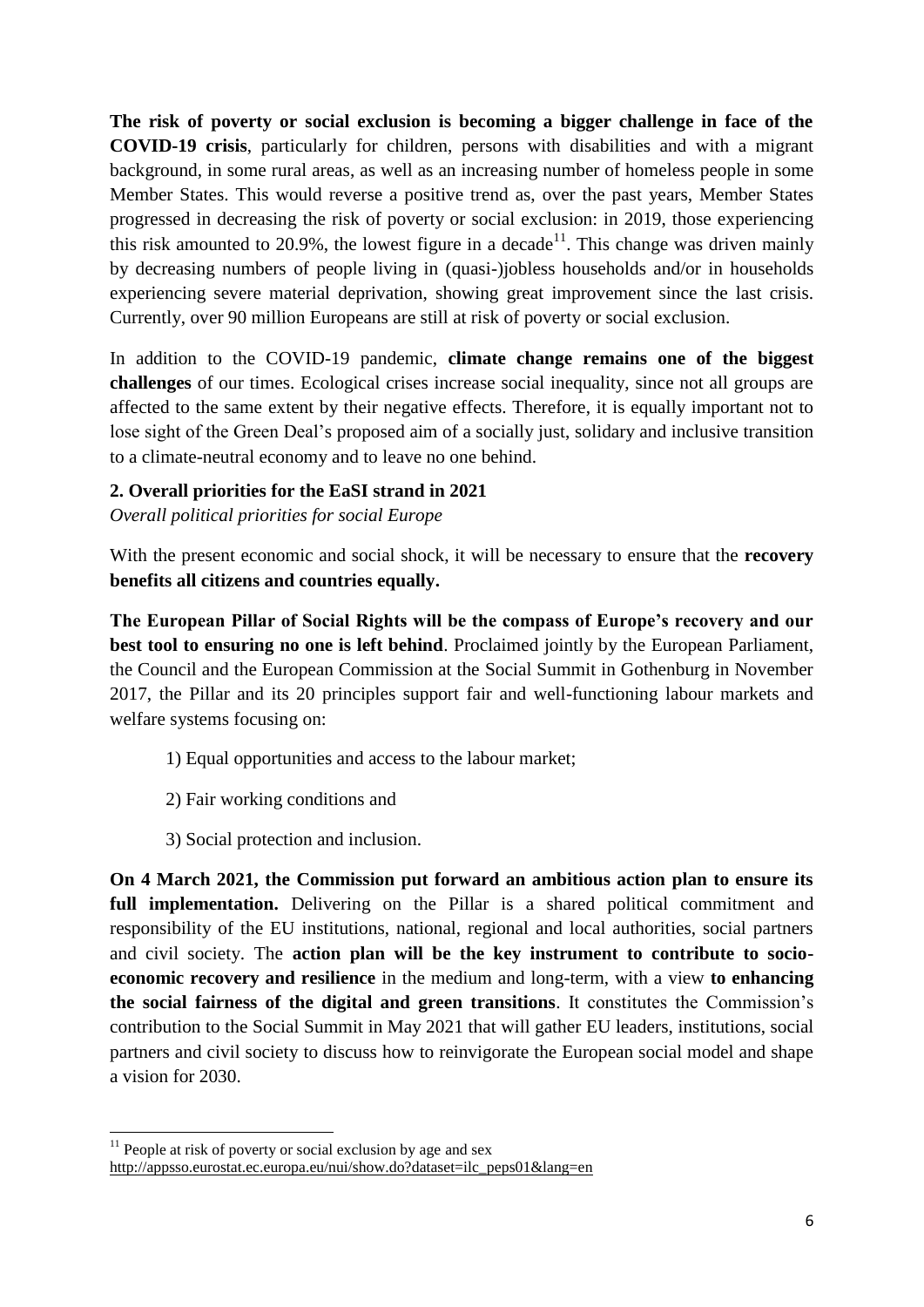**The risk of poverty or social exclusion is becoming a bigger challenge in face of the COVID-19 crisis**, particularly for children, persons with disabilities and with a migrant background, in some rural areas, as well as an increasing number of homeless people in some Member States. This would reverse a positive trend as, over the past years, Member States progressed in decreasing the risk of poverty or social exclusion: in 2019, those experiencing this risk amounted to 20.9%, the lowest figure in a decade[11]. This change was driven mainly by decreasing numbers of people living in (quasi-)jobless households and/or in households experiencing severe material deprivation, showing great improvement since the last crisis. Currently, over 90 million Europeans are still at risk of poverty or social exclusion.

In addition to the COVID-19 pandemic, **climate change remains one of the biggest challenges** of our times. Ecological crises increase social inequality, since not all groups are affected to the same extent by their negative effects. Therefore, it is equally important not to lose sight of the Green Deal's proposed aim of a socially just, solidary and inclusive transition to a climate-neutral economy and to leave no one behind.

## 2. Overall priorities for the EaSI strand in 2021

*Overall political priorities for social Europe*

With the present economic and social shock, it will be necessary to ensure that the **recovery benefits all citizens and countries equally.**

**The European Pillar of Social Rights will be the compass of Europe's recovery and our best tool to ensuring no one is left behind**. Proclaimed jointly by the European Parliament, the Council and the European Commission at the Social Summit in Gothenburg in November 2017, the Pillar and its 20 principles support fair and well-functioning labour markets and welfare systems focusing on:

1) Equal opportunities and access to the labour market;
2) Fair working conditions and
3) Social protection and inclusion.

**On 4 March 2021, the Commission put forward an ambitious action plan to ensure its full implementation.** Delivering on the Pillar is a shared political commitment and responsibility of the EU institutions, national, regional and local authorities, social partners and civil society. The **action plan will be the key instrument to contribute to socio-economic recovery and resilience** in the medium and long-term, with a view **to enhancing the social fairness of the digital and green transitions**. It constitutes the Commission's contribution to the Social Summit in May 2021 that will gather EU leaders, institutions, social partners and civil society to discuss how to reinvigorate the European social model and shape a vision for 2030.

---

[11] People at risk of poverty or social exclusion by age and sex
http://appsso.eurostat.ec.europa.eu/nui/show.do?dataset=ilc_peps01&lang=en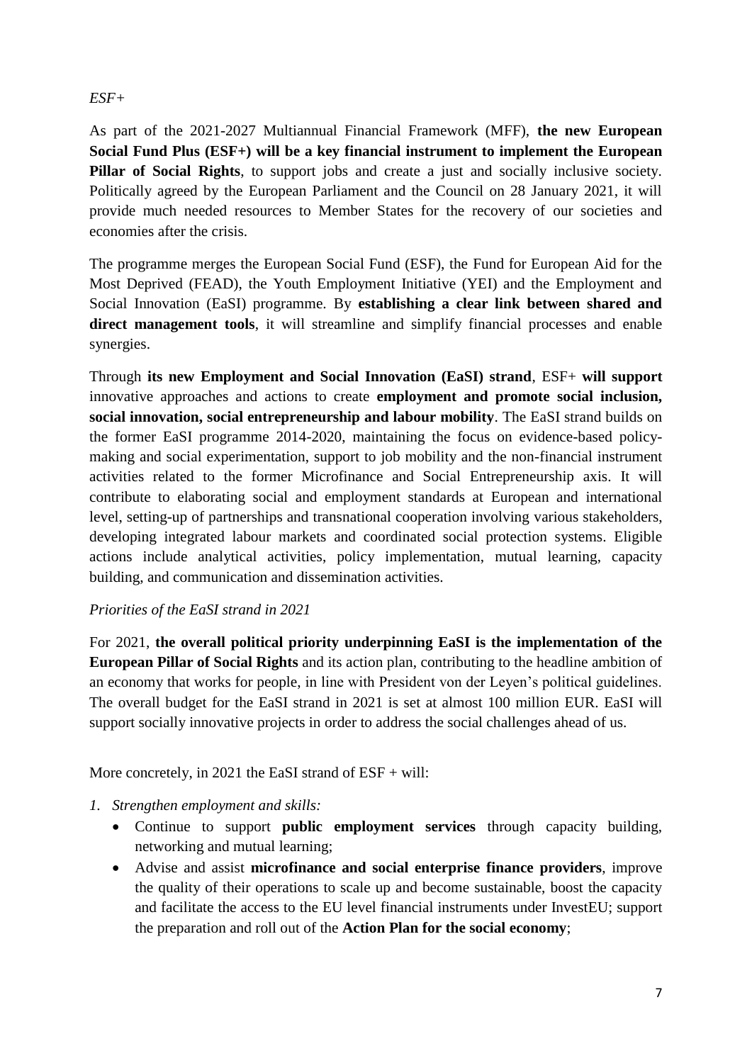*ESF+*

As part of the 2021-2027 Multiannual Financial Framework (MFF), **the new European Social Fund Plus (ESF+) will be a key financial instrument to implement the European Pillar of Social Rights**, to support jobs and create a just and socially inclusive society. Politically agreed by the European Parliament and the Council on 28 January 2021, it will provide much needed resources to Member States for the recovery of our societies and economies after the crisis.

The programme merges the European Social Fund (ESF), the Fund for European Aid for the Most Deprived (FEAD), the Youth Employment Initiative (YEI) and the Employment and Social Innovation (EaSI) programme. By **establishing a clear link between shared and direct management tools**, it will streamline and simplify financial processes and enable synergies.

Through **its new Employment and Social Innovation (EaSI) strand**, ESF+ **will support** innovative approaches and actions to create **employment and promote social inclusion, social innovation, social entrepreneurship and labour mobility**. The EaSI strand builds on the former EaSI programme 2014-2020, maintaining the focus on evidence-based policy-making and social experimentation, support to job mobility and the non-financial instrument activities related to the former Microfinance and Social Entrepreneurship axis. It will contribute to elaborating social and employment standards at European and international level, setting-up of partnerships and transnational cooperation involving various stakeholders, developing integrated labour markets and coordinated social protection systems. Eligible actions include analytical activities, policy implementation, mutual learning, capacity building, and communication and dissemination activities.

*Priorities of the EaSI strand in 2021*

For 2021, **the overall political priority underpinning EaSI is the implementation of the European Pillar of Social Rights** and its action plan, contributing to the headline ambition of an economy that works for people, in line with President von der Leyen's political guidelines. The overall budget for the EaSI strand in 2021 is set at almost 100 million EUR. EaSI will support socially innovative projects in order to address the social challenges ahead of us.

More concretely, in 2021 the EaSI strand of ESF + will:

1. *Strengthen employment and skills:*
   - Continue to support **public employment services** through capacity building, networking and mutual learning;
   - Advise and assist **microfinance and social enterprise finance providers**, improve the quality of their operations to scale up and become sustainable, boost the capacity and facilitate the access to the EU level financial instruments under InvestEU; support the preparation and roll out of the **Action Plan for the social economy**;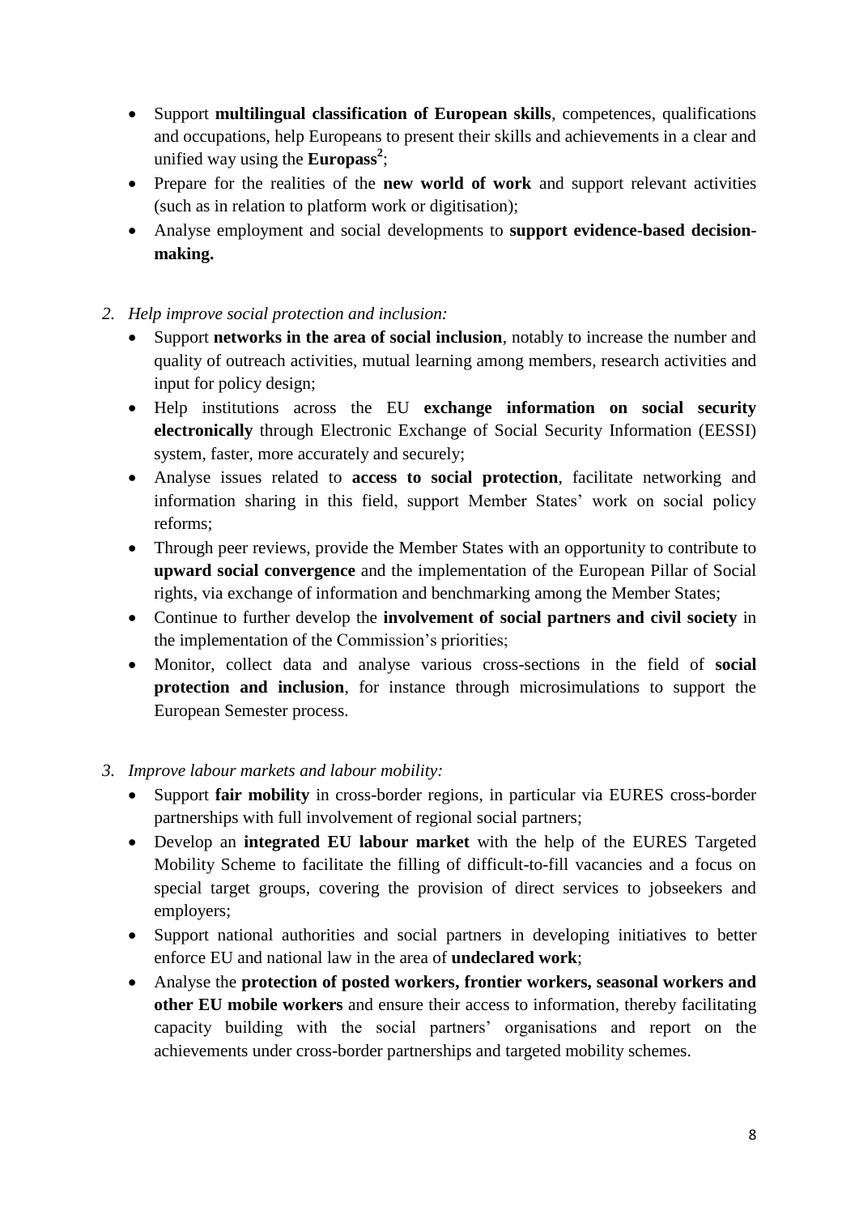- Support **multilingual classification of European skills**, competences, qualifications and occupations, help Europeans to present their skills and achievements in a clear and unified way using the **Europass**[2];
- Prepare for the realities of the **new world of work** and support relevant activities (such as in relation to platform work or digitisation);
- Analyse employment and social developments to **support evidence-based decision-making.**

2. *Help improve social protection and inclusion:*
   - Support **networks in the area of social inclusion**, notably to increase the number and quality of outreach activities, mutual learning among members, research activities and input for policy design;
   - Help institutions across the EU **exchange information on social security electronically** through Electronic Exchange of Social Security Information (EESSI) system, faster, more accurately and securely;
   - Analyse issues related to **access to social protection**, facilitate networking and information sharing in this field, support Member States' work on social policy reforms;
   - Through peer reviews, provide the Member States with an opportunity to contribute to **upward social convergence** and the implementation of the European Pillar of Social rights, via exchange of information and benchmarking among the Member States;
   - Continue to further develop the **involvement of social partners and civil society** in the implementation of the Commission's priorities;
   - Monitor, collect data and analyse various cross-sections in the field of **social protection and inclusion**, for instance through microsimulations to support the European Semester process.

3. *Improve labour markets and labour mobility:*
   - Support **fair mobility** in cross-border regions, in particular via EURES cross-border partnerships with full involvement of regional social partners;
   - Develop an **integrated EU labour market** with the help of the EURES Targeted Mobility Scheme to facilitate the filling of difficult-to-fill vacancies and a focus on special target groups, covering the provision of direct services to jobseekers and employers;
   - Support national authorities and social partners in developing initiatives to better enforce EU and national law in the area of **undeclared work**;
   - Analyse the **protection of posted workers, frontier workers, seasonal workers and other EU mobile workers** and ensure their access to information, thereby facilitating capacity building with the social partners' organisations and report on the achievements under cross-border partnerships and targeted mobility schemes.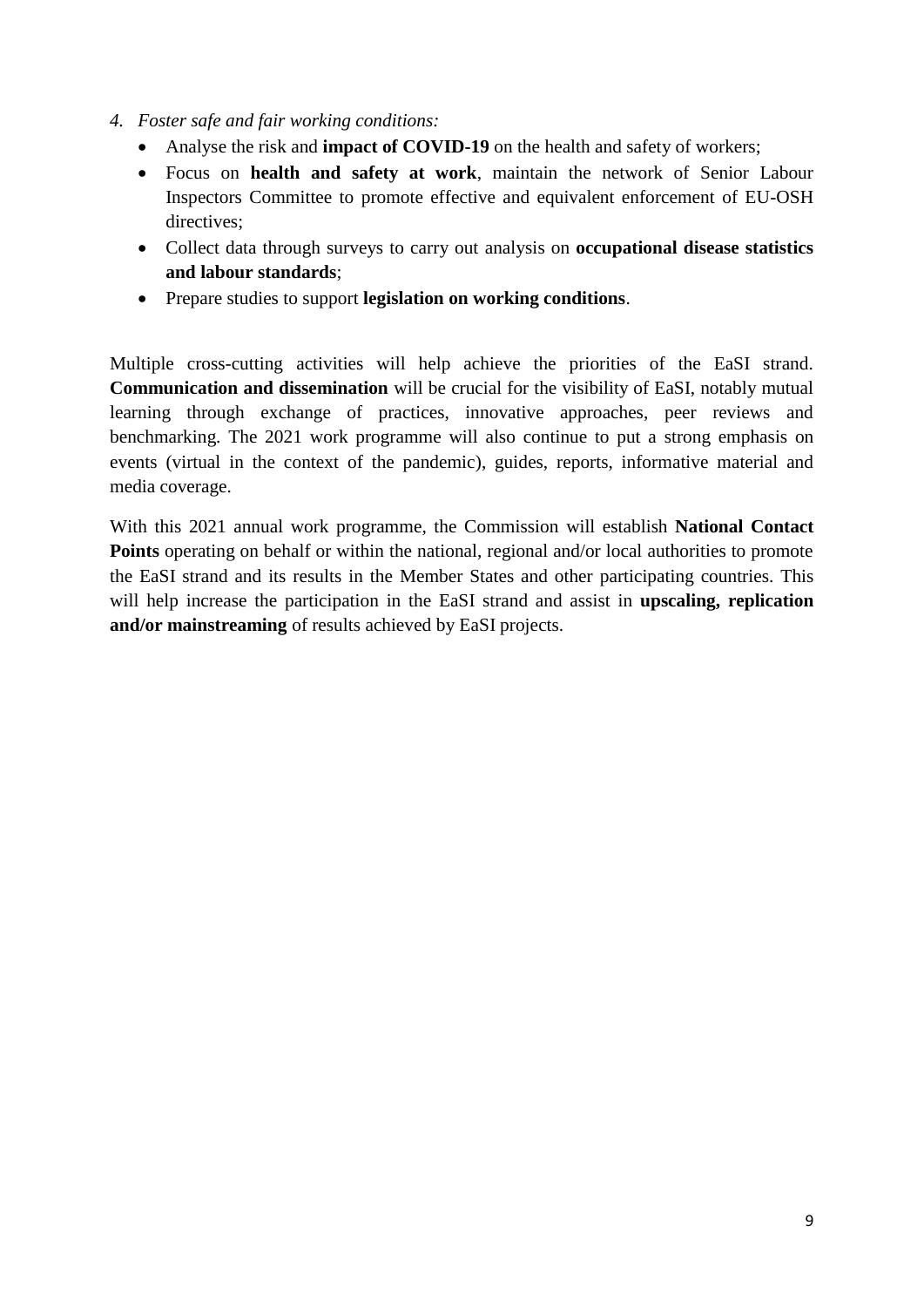4. *Foster safe and fair working conditions:*
   - Analyse the risk and **impact of COVID-19** on the health and safety of workers;
   - Focus on **health and safety at work**, maintain the network of Senior Labour Inspectors Committee to promote effective and equivalent enforcement of EU-OSH directives;
   - Collect data through surveys to carry out analysis on **occupational disease statistics and labour standards**;
   - Prepare studies to support **legislation on working conditions**.

Multiple cross-cutting activities will help achieve the priorities of the EaSI strand. **Communication and dissemination** will be crucial for the visibility of EaSI, notably mutual learning through exchange of practices, innovative approaches, peer reviews and benchmarking. The 2021 work programme will also continue to put a strong emphasis on events (virtual in the context of the pandemic), guides, reports, informative material and media coverage.

With this 2021 annual work programme, the Commission will establish **National Contact Points** operating on behalf or within the national, regional and/or local authorities to promote the EaSI strand and its results in the Member States and other participating countries. This will help increase the participation in the EaSI strand and assist in **upscaling, replication and/or mainstreaming** of results achieved by EaSI projects.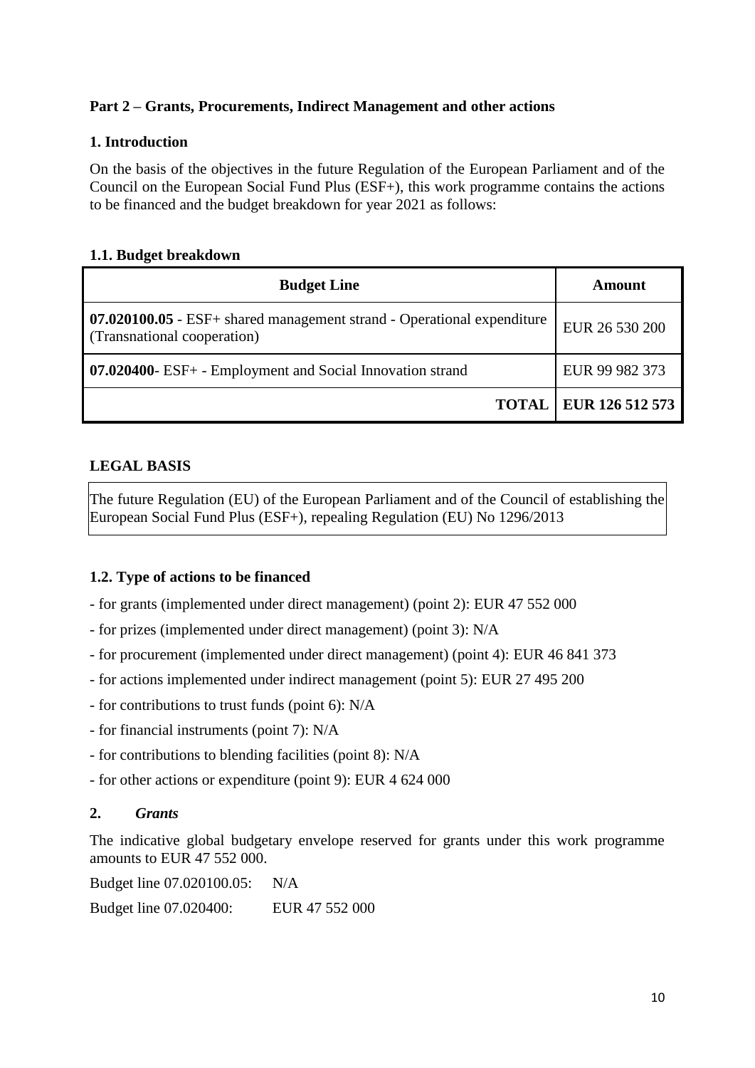**Part 2 – Grants, Procurements, Indirect Management and other actions**

**1. Introduction**

On the basis of the objectives in the future Regulation of the European Parliament and of the Council on the European Social Fund Plus (ESF+), this work programme contains the actions to be financed and the budget breakdown for year 2021 as follows:

**1.1. Budget breakdown**

| Budget Line | Amount |
|---|---|
| **07.020100.05** - ESF+ shared management strand - Operational expenditure (Transnational cooperation) | EUR 26 530 200 |
| **07.020400**- ESF+ - Employment and Social Innovation strand | EUR 99 982 373 |
| **TOTAL** | **EUR 126 512 573** |

**LEGAL BASIS**

The future Regulation (EU) of the European Parliament and of the Council of establishing the European Social Fund Plus (ESF+), repealing Regulation (EU) No 1296/2013

**1.2. Type of actions to be financed**

- for grants (implemented under direct management) (point 2): EUR 47 552 000
- for prizes (implemented under direct management) (point 3): N/A
- for procurement (implemented under direct management) (point 4): EUR 46 841 373
- for actions implemented under indirect management (point 5): EUR 27 495 200
- for contributions to trust funds (point 6): N/A
- for financial instruments (point 7): N/A
- for contributions to blending facilities (point 8): N/A
- for other actions or expenditure (point 9): EUR 4 624 000

**2.** ***Grants***

The indicative global budgetary envelope reserved for grants under this work programme amounts to EUR 47 552 000.

Budget line 07.020100.05: N/A

Budget line 07.020400: EUR 47 552 000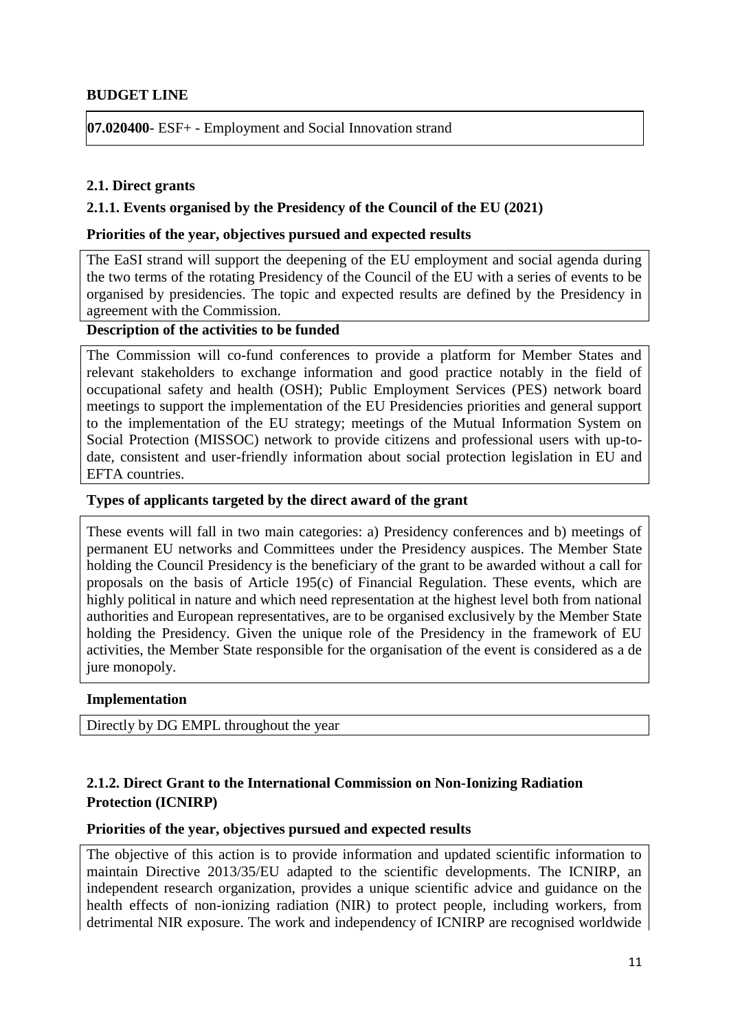**BUDGET LINE**

**07.020400**- ESF+ - Employment and Social Innovation strand

**2.1. Direct grants**

**2.1.1. Events organised by the Presidency of the Council of the EU (2021)**

**Priorities of the year, objectives pursued and expected results**

The EaSI strand will support the deepening of the EU employment and social agenda during the two terms of the rotating Presidency of the Council of the EU with a series of events to be organised by presidencies. The topic and expected results are defined by the Presidency in agreement with the Commission.

**Description of the activities to be funded**

The Commission will co-fund conferences to provide a platform for Member States and relevant stakeholders to exchange information and good practice notably in the field of occupational safety and health (OSH); Public Employment Services (PES) network board meetings to support the implementation of the EU Presidencies priorities and general support to the implementation of the EU strategy; meetings of the Mutual Information System on Social Protection (MISSOC) network to provide citizens and professional users with up-to-date, consistent and user-friendly information about social protection legislation in EU and EFTA countries.

**Types of applicants targeted by the direct award of the grant**

These events will fall in two main categories: a) Presidency conferences and b) meetings of permanent EU networks and Committees under the Presidency auspices. The Member State holding the Council Presidency is the beneficiary of the grant to be awarded without a call for proposals on the basis of Article 195(c) of Financial Regulation. These events, which are highly political in nature and which need representation at the highest level both from national authorities and European representatives, are to be organised exclusively by the Member State holding the Presidency. Given the unique role of the Presidency in the framework of EU activities, the Member State responsible for the organisation of the event is considered as a de jure monopoly.

**Implementation**

Directly by DG EMPL throughout the year

**2.1.2. Direct Grant to the International Commission on Non-Ionizing Radiation Protection (ICNIRP)**

**Priorities of the year, objectives pursued and expected results**

The objective of this action is to provide information and updated scientific information to maintain Directive 2013/35/EU adapted to the scientific developments. The ICNIRP, an independent research organization, provides a unique scientific advice and guidance on the health effects of non-ionizing radiation (NIR) to protect people, including workers, from detrimental NIR exposure. The work and independency of ICNIRP are recognised worldwide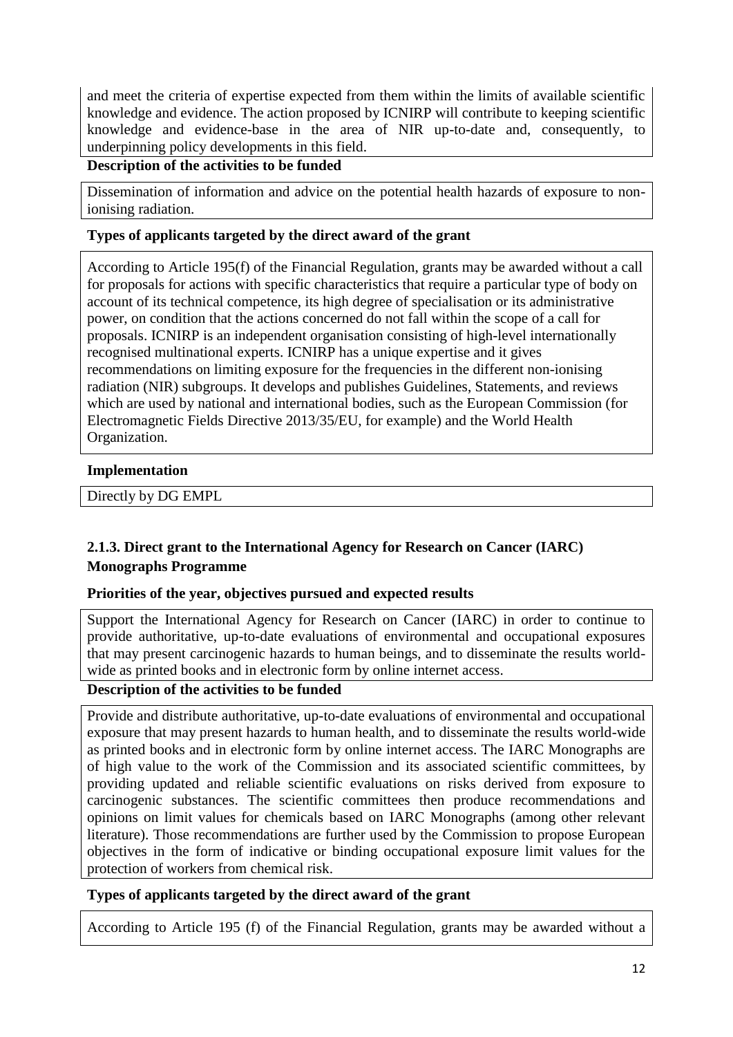and meet the criteria of expertise expected from them within the limits of available scientific knowledge and evidence. The action proposed by ICNIRP will contribute to keeping scientific knowledge and evidence-base in the area of NIR up-to-date and, consequently, to underpinning policy developments in this field.

**Description of the activities to be funded**

Dissemination of information and advice on the potential health hazards of exposure to non-ionising radiation.

**Types of applicants targeted by the direct award of the grant**

According to Article 195(f) of the Financial Regulation, grants may be awarded without a call for proposals for actions with specific characteristics that require a particular type of body on account of its technical competence, its high degree of specialisation or its administrative power, on condition that the actions concerned do not fall within the scope of a call for proposals. ICNIRP is an independent organisation consisting of high-level internationally recognised multinational experts. ICNIRP has a unique expertise and it gives recommendations on limiting exposure for the frequencies in the different non-ionising radiation (NIR) subgroups. It develops and publishes Guidelines, Statements, and reviews which are used by national and international bodies, such as the European Commission (for Electromagnetic Fields Directive 2013/35/EU, for example) and the World Health Organization.

**Implementation**

Directly by DG EMPL

### 2.1.3. Direct grant to the International Agency for Research on Cancer (IARC) Monographs Programme

**Priorities of the year, objectives pursued and expected results**

Support the International Agency for Research on Cancer (IARC) in order to continue to provide authoritative, up-to-date evaluations of environmental and occupational exposures that may present carcinogenic hazards to human beings, and to disseminate the results world-wide as printed books and in electronic form by online internet access.

**Description of the activities to be funded**

Provide and distribute authoritative, up-to-date evaluations of environmental and occupational exposure that may present hazards to human health, and to disseminate the results world-wide as printed books and in electronic form by online internet access. The IARC Monographs are of high value to the work of the Commission and its associated scientific committees, by providing updated and reliable scientific evaluations on risks derived from exposure to carcinogenic substances. The scientific committees then produce recommendations and opinions on limit values for chemicals based on IARC Monographs (among other relevant literature). Those recommendations are further used by the Commission to propose European objectives in the form of indicative or binding occupational exposure limit values for the protection of workers from chemical risk.

**Types of applicants targeted by the direct award of the grant**

According to Article 195 (f) of the Financial Regulation, grants may be awarded without a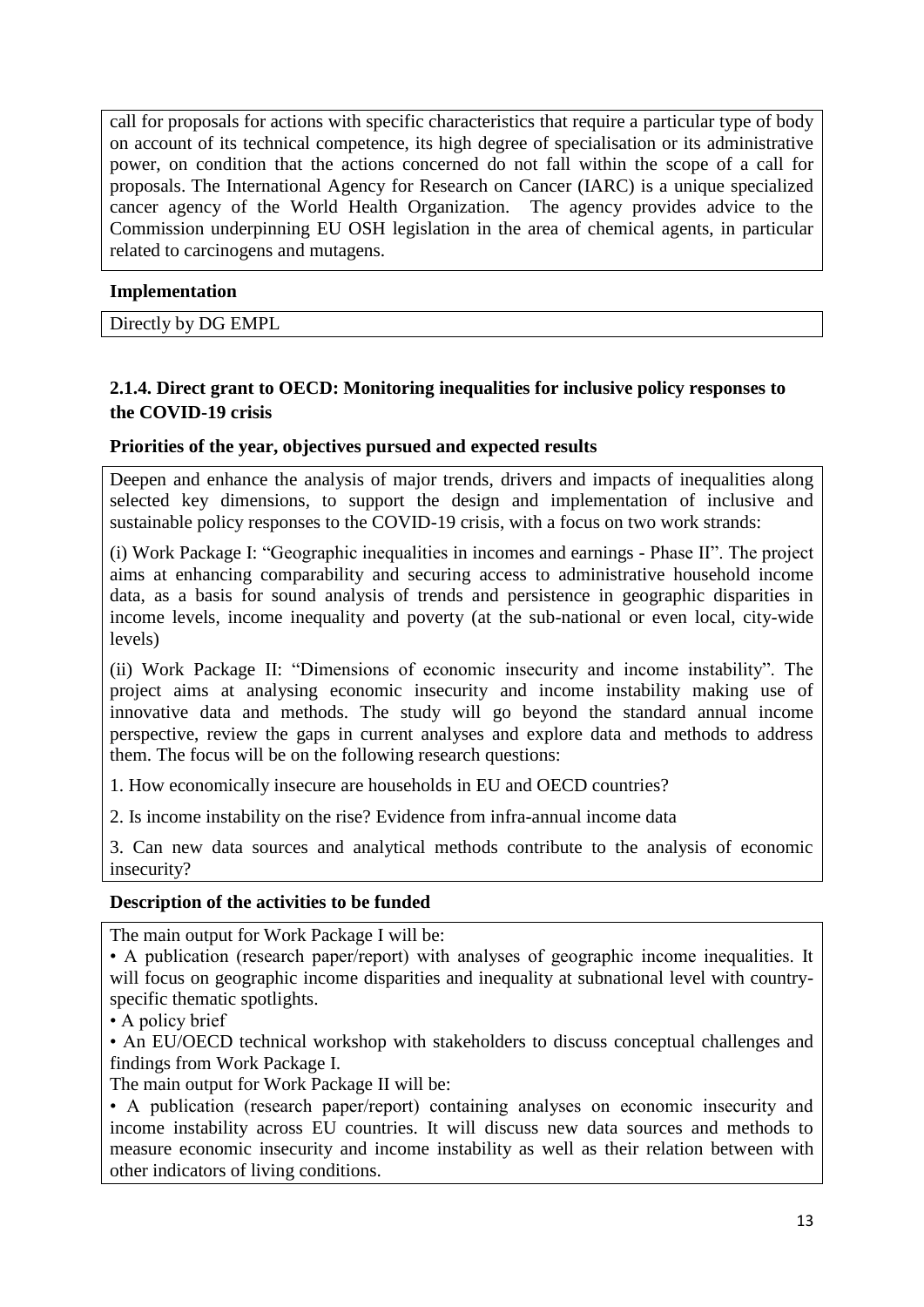call for proposals for actions with specific characteristics that require a particular type of body on account of its technical competence, its high degree of specialisation or its administrative power, on condition that the actions concerned do not fall within the scope of a call for proposals. The International Agency for Research on Cancer (IARC) is a unique specialized cancer agency of the World Health Organization. The agency provides advice to the Commission underpinning EU OSH legislation in the area of chemical agents, in particular related to carcinogens and mutagens.

**Implementation**

Directly by DG EMPL

### 2.1.4. Direct grant to OECD: Monitoring inequalities for inclusive policy responses to the COVID-19 crisis

**Priorities of the year, objectives pursued and expected results**

Deepen and enhance the analysis of major trends, drivers and impacts of inequalities along selected key dimensions, to support the design and implementation of inclusive and sustainable policy responses to the COVID-19 crisis, with a focus on two work strands:

(i) Work Package I: "Geographic inequalities in incomes and earnings - Phase II". The project aims at enhancing comparability and securing access to administrative household income data, as a basis for sound analysis of trends and persistence in geographic disparities in income levels, income inequality and poverty (at the sub-national or even local, city-wide levels)

(ii) Work Package II: "Dimensions of economic insecurity and income instability". The project aims at analysing economic insecurity and income instability making use of innovative data and methods. The study will go beyond the standard annual income perspective, review the gaps in current analyses and explore data and methods to address them. The focus will be on the following research questions:

1. How economically insecure are households in EU and OECD countries?

2. Is income instability on the rise? Evidence from infra-annual income data

3. Can new data sources and analytical methods contribute to the analysis of economic insecurity?

**Description of the activities to be funded**

The main output for Work Package I will be:

• A publication (research paper/report) with analyses of geographic income inequalities. It will focus on geographic income disparities and inequality at subnational level with country-specific thematic spotlights.

• A policy brief

• An EU/OECD technical workshop with stakeholders to discuss conceptual challenges and findings from Work Package I.

The main output for Work Package II will be:

• A publication (research paper/report) containing analyses on economic insecurity and income instability across EU countries. It will discuss new data sources and methods to measure economic insecurity and income instability as well as their relation between with other indicators of living conditions.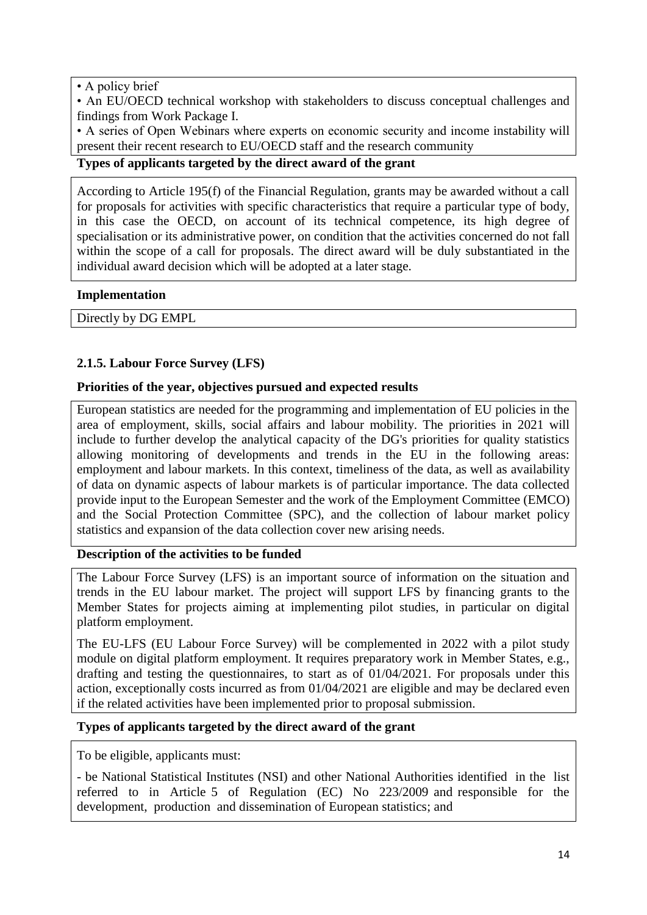• A policy brief

• An EU/OECD technical workshop with stakeholders to discuss conceptual challenges and findings from Work Package I.

• A series of Open Webinars where experts on economic security and income instability will present their recent research to EU/OECD staff and the research community

**Types of applicants targeted by the direct award of the grant**

According to Article 195(f) of the Financial Regulation, grants may be awarded without a call for proposals for activities with specific characteristics that require a particular type of body, in this case the OECD, on account of its technical competence, its high degree of specialisation or its administrative power, on condition that the activities concerned do not fall within the scope of a call for proposals. The direct award will be duly substantiated in the individual award decision which will be adopted at a later stage.

**Implementation**

Directly by DG EMPL

### 2.1.5. Labour Force Survey (LFS)

**Priorities of the year, objectives pursued and expected results**

European statistics are needed for the programming and implementation of EU policies in the area of employment, skills, social affairs and labour mobility. The priorities in 2021 will include to further develop the analytical capacity of the DG's priorities for quality statistics allowing monitoring of developments and trends in the EU in the following areas: employment and labour markets. In this context, timeliness of the data, as well as availability of data on dynamic aspects of labour markets is of particular importance. The data collected provide input to the European Semester and the work of the Employment Committee (EMCO) and the Social Protection Committee (SPC), and the collection of labour market policy statistics and expansion of the data collection cover new arising needs.

**Description of the activities to be funded**

The Labour Force Survey (LFS) is an important source of information on the situation and trends in the EU labour market. The project will support LFS by financing grants to the Member States for projects aiming at implementing pilot studies, in particular on digital platform employment.

The EU-LFS (EU Labour Force Survey) will be complemented in 2022 with a pilot study module on digital platform employment. It requires preparatory work in Member States, e.g., drafting and testing the questionnaires, to start as of 01/04/2021. For proposals under this action, exceptionally costs incurred as from 01/04/2021 are eligible and may be declared even if the related activities have been implemented prior to proposal submission.

**Types of applicants targeted by the direct award of the grant**

To be eligible, applicants must:

- be National Statistical Institutes (NSI) and other National Authorities identified in the list referred to in Article 5 of Regulation (EC) No 223/2009 and responsible for the development, production and dissemination of European statistics; and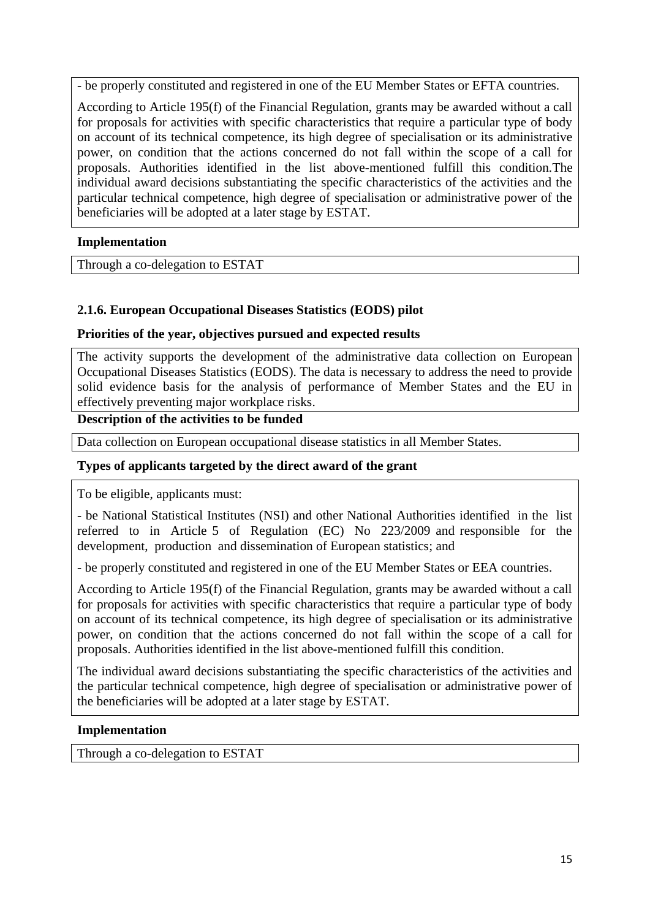- be properly constituted and registered in one of the EU Member States or EFTA countries.

According to Article 195(f) of the Financial Regulation, grants may be awarded without a call for proposals for activities with specific characteristics that require a particular type of body on account of its technical competence, its high degree of specialisation or its administrative power, on condition that the actions concerned do not fall within the scope of a call for proposals. Authorities identified in the list above-mentioned fulfill this condition.The individual award decisions substantiating the specific characteristics of the activities and the particular technical competence, high degree of specialisation or administrative power of the beneficiaries will be adopted at a later stage by ESTAT.

**Implementation**

Through a co-delegation to ESTAT

### 2.1.6. European Occupational Diseases Statistics (EODS) pilot

**Priorities of the year, objectives pursued and expected results**

The activity supports the development of the administrative data collection on European Occupational Diseases Statistics (EODS). The data is necessary to address the need to provide solid evidence basis for the analysis of performance of Member States and the EU in effectively preventing major workplace risks.

**Description of the activities to be funded**

Data collection on European occupational disease statistics in all Member States.

**Types of applicants targeted by the direct award of the grant**

To be eligible, applicants must:

- be National Statistical Institutes (NSI) and other National Authorities identified in the list referred to in Article 5 of Regulation (EC) No 223/2009 and responsible for the development, production and dissemination of European statistics; and

- be properly constituted and registered in one of the EU Member States or EEA countries.

According to Article 195(f) of the Financial Regulation, grants may be awarded without a call for proposals for activities with specific characteristics that require a particular type of body on account of its technical competence, its high degree of specialisation or its administrative power, on condition that the actions concerned do not fall within the scope of a call for proposals. Authorities identified in the list above-mentioned fulfill this condition.

The individual award decisions substantiating the specific characteristics of the activities and the particular technical competence, high degree of specialisation or administrative power of the beneficiaries will be adopted at a later stage by ESTAT.

**Implementation**

Through a co-delegation to ESTAT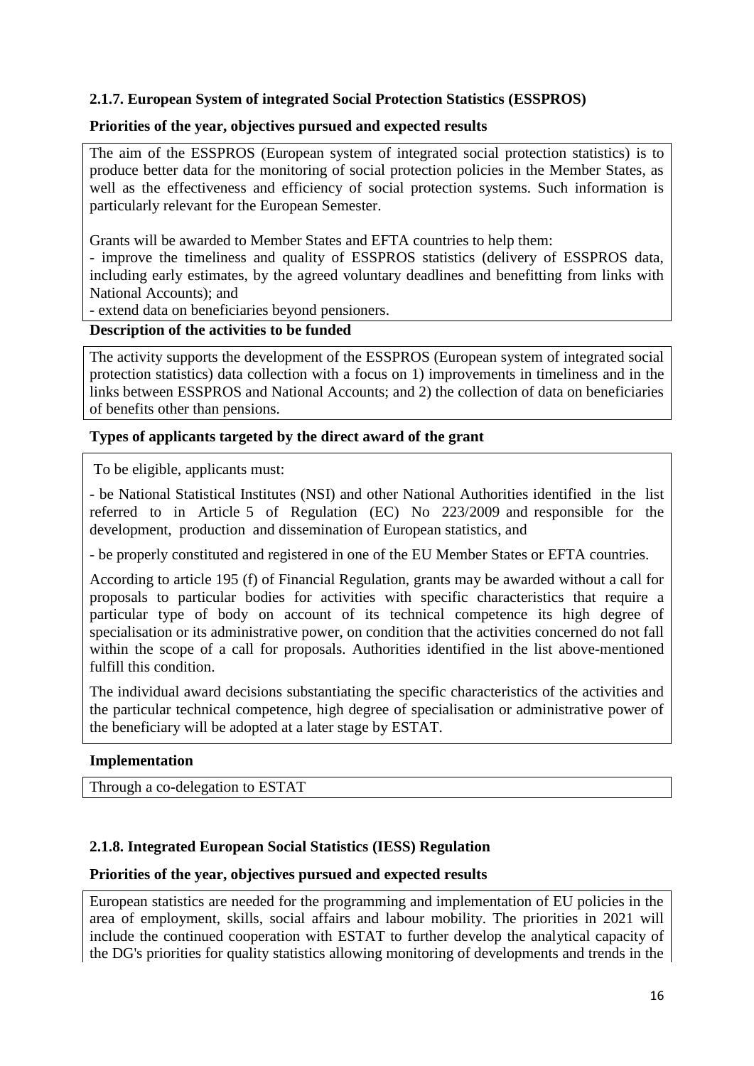### 2.1.7. European System of integrated Social Protection Statistics (ESSPROS)

**Priorities of the year, objectives pursued and expected results**

The aim of the ESSPROS (European system of integrated social protection statistics) is to produce better data for the monitoring of social protection policies in the Member States, as well as the effectiveness and efficiency of social protection systems. Such information is particularly relevant for the European Semester.

Grants will be awarded to Member States and EFTA countries to help them:

- improve the timeliness and quality of ESSPROS statistics (delivery of ESSPROS data, including early estimates, by the agreed voluntary deadlines and benefitting from links with National Accounts); and
- extend data on beneficiaries beyond pensioners.

**Description of the activities to be funded**

The activity supports the development of the ESSPROS (European system of integrated social protection statistics) data collection with a focus on 1) improvements in timeliness and in the links between ESSPROS and National Accounts; and 2) the collection of data on beneficiaries of benefits other than pensions.

**Types of applicants targeted by the direct award of the grant**

To be eligible, applicants must:

- be National Statistical Institutes (NSI) and other National Authorities identified in the list referred to in Article 5 of Regulation (EC) No 223/2009 and responsible for the development, production and dissemination of European statistics, and

- be properly constituted and registered in one of the EU Member States or EFTA countries.

According to article 195 (f) of Financial Regulation, grants may be awarded without a call for proposals to particular bodies for activities with specific characteristics that require a particular type of body on account of its technical competence its high degree of specialisation or its administrative power, on condition that the activities concerned do not fall within the scope of a call for proposals. Authorities identified in the list above-mentioned fulfill this condition.

The individual award decisions substantiating the specific characteristics of the activities and the particular technical competence, high degree of specialisation or administrative power of the beneficiary will be adopted at a later stage by ESTAT.

**Implementation**

Through a co-delegation to ESTAT

### 2.1.8. Integrated European Social Statistics (IESS) Regulation

**Priorities of the year, objectives pursued and expected results**

European statistics are needed for the programming and implementation of EU policies in the area of employment, skills, social affairs and labour mobility. The priorities in 2021 will include the continued cooperation with ESTAT to further develop the analytical capacity of the DG's priorities for quality statistics allowing monitoring of developments and trends in the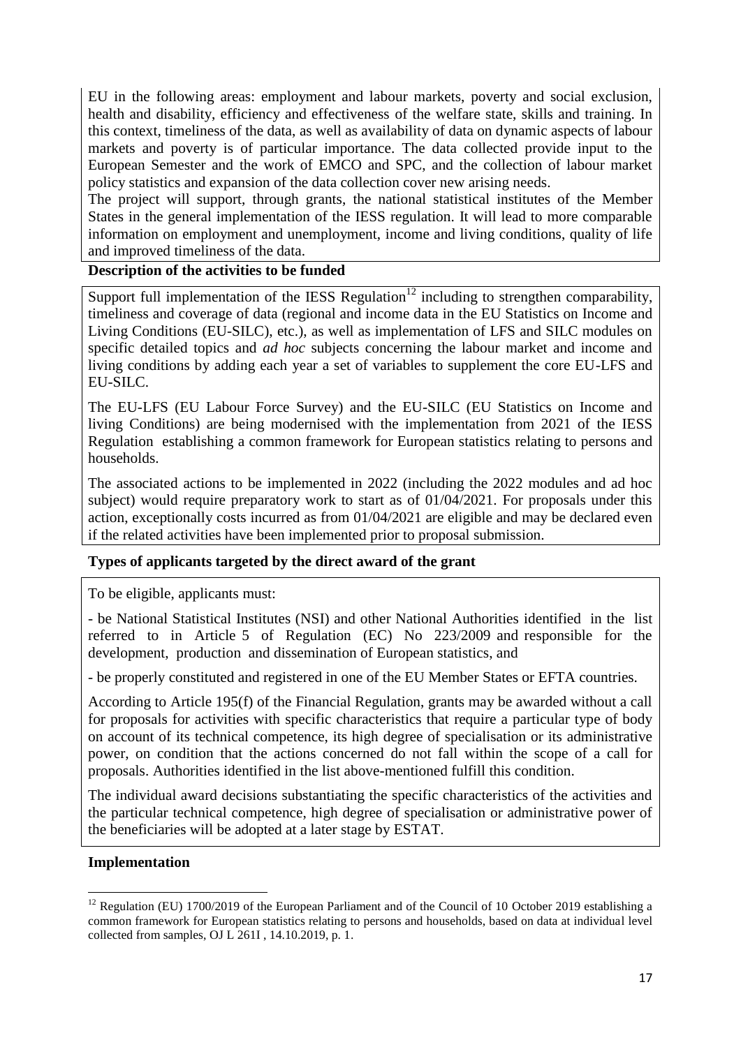EU in the following areas: employment and labour markets, poverty and social exclusion, health and disability, efficiency and effectiveness of the welfare state, skills and training. In this context, timeliness of the data, as well as availability of data on dynamic aspects of labour markets and poverty is of particular importance. The data collected provide input to the European Semester and the work of EMCO and SPC, and the collection of labour market policy statistics and expansion of the data collection cover new arising needs.

The project will support, through grants, the national statistical institutes of the Member States in the general implementation of the IESS regulation. It will lead to more comparable information on employment and unemployment, income and living conditions, quality of life and improved timeliness of the data.

**Description of the activities to be funded**

Support full implementation of the IESS Regulation[12] including to strengthen comparability, timeliness and coverage of data (regional and income data in the EU Statistics on Income and Living Conditions (EU-SILC), etc.), as well as implementation of LFS and SILC modules on specific detailed topics and *ad hoc* subjects concerning the labour market and income and living conditions by adding each year a set of variables to supplement the core EU-LFS and EU-SILC.

The EU-LFS (EU Labour Force Survey) and the EU-SILC (EU Statistics on Income and living Conditions) are being modernised with the implementation from 2021 of the IESS Regulation establishing a common framework for European statistics relating to persons and households.

The associated actions to be implemented in 2022 (including the 2022 modules and ad hoc subject) would require preparatory work to start as of 01/04/2021. For proposals under this action, exceptionally costs incurred as from 01/04/2021 are eligible and may be declared even if the related activities have been implemented prior to proposal submission.

**Types of applicants targeted by the direct award of the grant**

To be eligible, applicants must:

- be National Statistical Institutes (NSI) and other National Authorities identified in the list referred to in Article 5 of Regulation (EC) No 223/2009 and responsible for the development, production and dissemination of European statistics, and

- be properly constituted and registered in one of the EU Member States or EFTA countries.

According to Article 195(f) of the Financial Regulation, grants may be awarded without a call for proposals for activities with specific characteristics that require a particular type of body on account of its technical competence, its high degree of specialisation or its administrative power, on condition that the actions concerned do not fall within the scope of a call for proposals. Authorities identified in the list above-mentioned fulfill this condition.

The individual award decisions substantiating the specific characteristics of the activities and the particular technical competence, high degree of specialisation or administrative power of the beneficiaries will be adopted at a later stage by ESTAT.

**Implementation**

[12] Regulation (EU) 1700/2019 of the European Parliament and of the Council of 10 October 2019 establishing a common framework for European statistics relating to persons and households, based on data at individual level collected from samples, OJ L 261I , 14.10.2019, p. 1.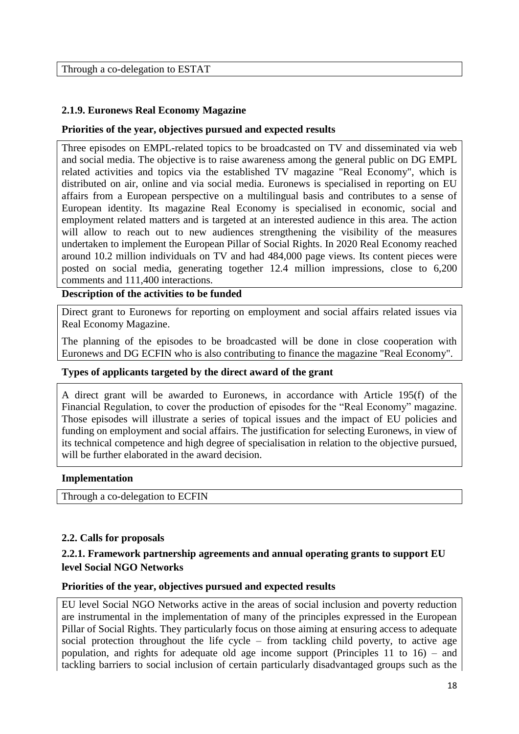Through a co-delegation to ESTAT

#### 2.1.9. Euronews Real Economy Magazine

**Priorities of the year, objectives pursued and expected results**

Three episodes on EMPL-related topics to be broadcasted on TV and disseminated via web and social media. The objective is to raise awareness among the general public on DG EMPL related activities and topics via the established TV magazine "Real Economy", which is distributed on air, online and via social media. Euronews is specialised in reporting on EU affairs from a European perspective on a multilingual basis and contributes to a sense of European identity. Its magazine Real Economy is specialised in economic, social and employment related matters and is targeted at an interested audience in this area. The action will allow to reach out to new audiences strengthening the visibility of the measures undertaken to implement the European Pillar of Social Rights. In 2020 Real Economy reached around 10.2 million individuals on TV and had 484,000 page views. Its content pieces were posted on social media, generating together 12.4 million impressions, close to 6,200 comments and 111,400 interactions.

**Description of the activities to be funded**

Direct grant to Euronews for reporting on employment and social affairs related issues via Real Economy Magazine.

The planning of the episodes to be broadcasted will be done in close cooperation with Euronews and DG ECFIN who is also contributing to finance the magazine "Real Economy".

**Types of applicants targeted by the direct award of the grant**

A direct grant will be awarded to Euronews, in accordance with Article 195(f) of the Financial Regulation, to cover the production of episodes for the “Real Economy” magazine. Those episodes will illustrate a series of topical issues and the impact of EU policies and funding on employment and social affairs. The justification for selecting Euronews, in view of its technical competence and high degree of specialisation in relation to the objective pursued, will be further elaborated in the award decision.

**Implementation**

Through a co-delegation to ECFIN

### 2.2. Calls for proposals

#### 2.2.1. Framework partnership agreements and annual operating grants to support EU level Social NGO Networks

**Priorities of the year, objectives pursued and expected results**

EU level Social NGO Networks active in the areas of social inclusion and poverty reduction are instrumental in the implementation of many of the principles expressed in the European Pillar of Social Rights. They particularly focus on those aiming at ensuring access to adequate social protection throughout the life cycle – from tackling child poverty, to active age population, and rights for adequate old age income support (Principles 11 to 16) – and tackling barriers to social inclusion of certain particularly disadvantaged groups such as the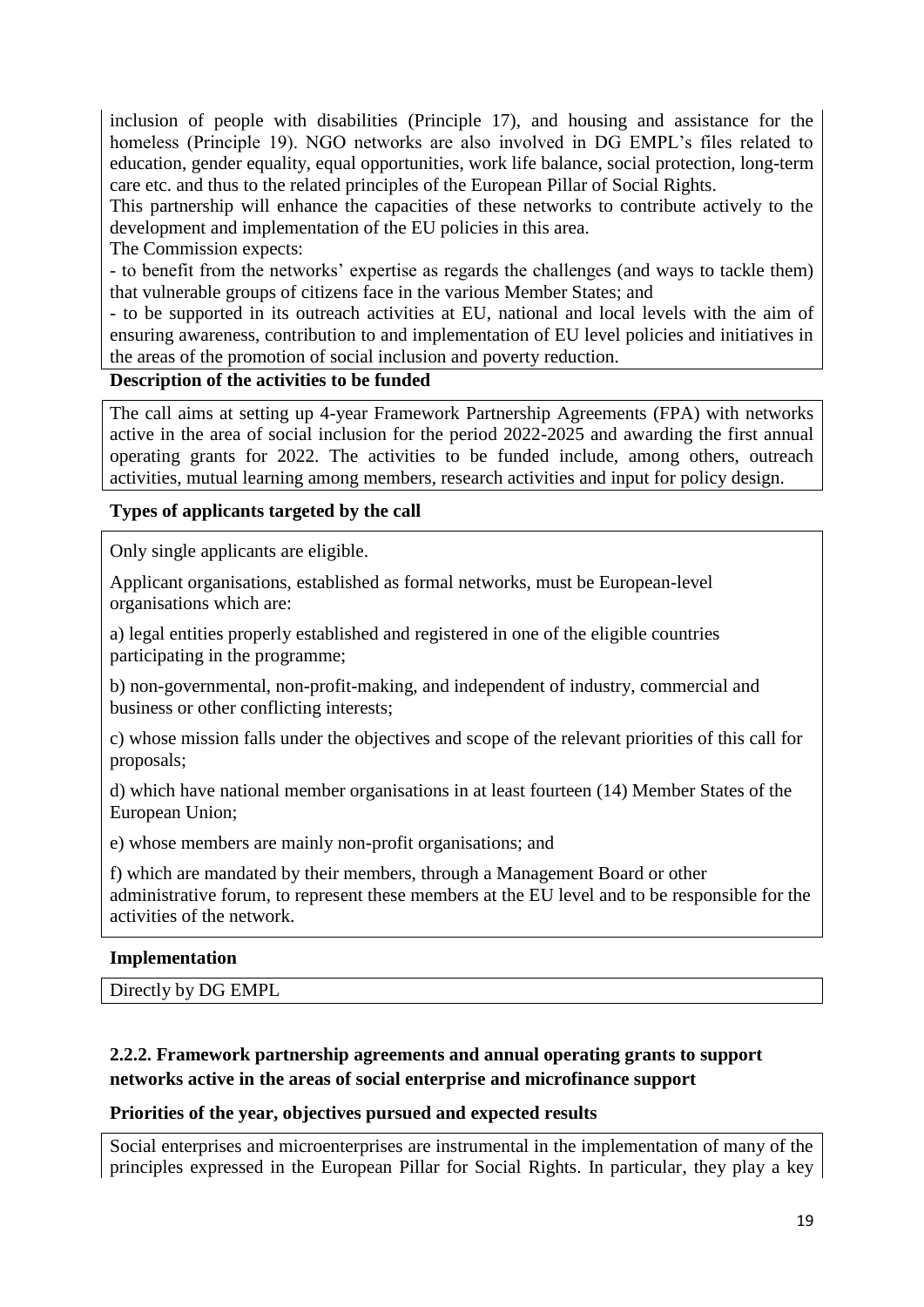inclusion of people with disabilities (Principle 17), and housing and assistance for the homeless (Principle 19). NGO networks are also involved in DG EMPL's files related to education, gender equality, equal opportunities, work life balance, social protection, long-term care etc. and thus to the related principles of the European Pillar of Social Rights.

This partnership will enhance the capacities of these networks to contribute actively to the development and implementation of the EU policies in this area.

The Commission expects:

- to benefit from the networks' expertise as regards the challenges (and ways to tackle them) that vulnerable groups of citizens face in the various Member States; and
- to be supported in its outreach activities at EU, national and local levels with the aim of ensuring awareness, contribution to and implementation of EU level policies and initiatives in the areas of the promotion of social inclusion and poverty reduction.

**Description of the activities to be funded**

The call aims at setting up 4-year Framework Partnership Agreements (FPA) with networks active in the area of social inclusion for the period 2022-2025 and awarding the first annual operating grants for 2022. The activities to be funded include, among others, outreach activities, mutual learning among members, research activities and input for policy design.

**Types of applicants targeted by the call**

Only single applicants are eligible.

Applicant organisations, established as formal networks, must be European-level organisations which are:

a) legal entities properly established and registered in one of the eligible countries participating in the programme;

b) non-governmental, non-profit-making, and independent of industry, commercial and business or other conflicting interests;

c) whose mission falls under the objectives and scope of the relevant priorities of this call for proposals;

d) which have national member organisations in at least fourteen (14) Member States of the European Union;

e) whose members are mainly non-profit organisations; and

f) which are mandated by their members, through a Management Board or other administrative forum, to represent these members at the EU level and to be responsible for the activities of the network.

**Implementation**

Directly by DG EMPL

### 2.2.2. Framework partnership agreements and annual operating grants to support networks active in the areas of social enterprise and microfinance support

**Priorities of the year, objectives pursued and expected results**

Social enterprises and microenterprises are instrumental in the implementation of many of the principles expressed in the European Pillar for Social Rights. In particular, they play a key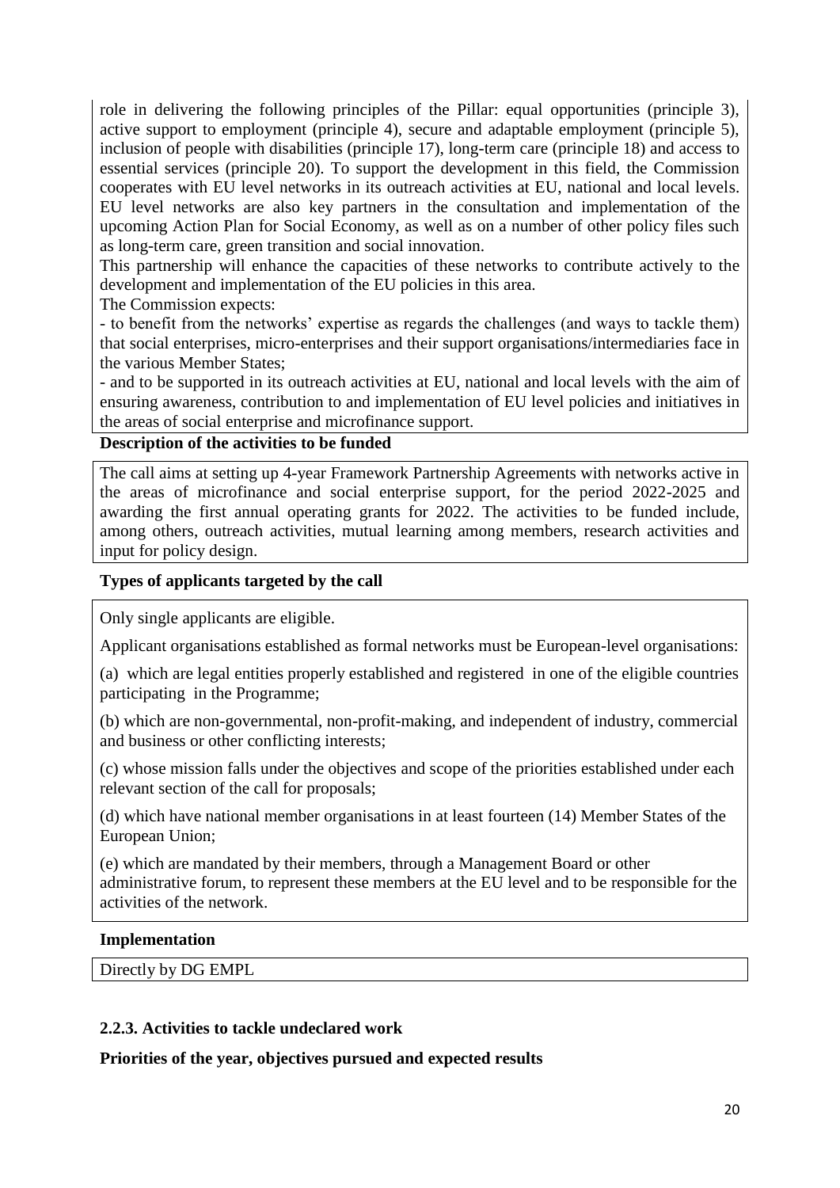role in delivering the following principles of the Pillar: equal opportunities (principle 3), active support to employment (principle 4), secure and adaptable employment (principle 5), inclusion of people with disabilities (principle 17), long-term care (principle 18) and access to essential services (principle 20). To support the development in this field, the Commission cooperates with EU level networks in its outreach activities at EU, national and local levels. EU level networks are also key partners in the consultation and implementation of the upcoming Action Plan for Social Economy, as well as on a number of other policy files such as long-term care, green transition and social innovation.

This partnership will enhance the capacities of these networks to contribute actively to the development and implementation of the EU policies in this area.

The Commission expects:

- to benefit from the networks' expertise as regards the challenges (and ways to tackle them) that social enterprises, micro-enterprises and their support organisations/intermediaries face in the various Member States;
- and to be supported in its outreach activities at EU, national and local levels with the aim of ensuring awareness, contribution to and implementation of EU level policies and initiatives in the areas of social enterprise and microfinance support.

**Description of the activities to be funded**

The call aims at setting up 4-year Framework Partnership Agreements with networks active in the areas of microfinance and social enterprise support, for the period 2022-2025 and awarding the first annual operating grants for 2022. The activities to be funded include, among others, outreach activities, mutual learning among members, research activities and input for policy design.

**Types of applicants targeted by the call**

Only single applicants are eligible.

Applicant organisations established as formal networks must be European-level organisations:

(a) which are legal entities properly established and registered in one of the eligible countries participating in the Programme;

(b) which are non-governmental, non-profit-making, and independent of industry, commercial and business or other conflicting interests;

(c) whose mission falls under the objectives and scope of the priorities established under each relevant section of the call for proposals;

(d) which have national member organisations in at least fourteen (14) Member States of the European Union;

(e) which are mandated by their members, through a Management Board or other administrative forum, to represent these members at the EU level and to be responsible for the activities of the network.

**Implementation**

Directly by DG EMPL

### 2.2.3. Activities to tackle undeclared work

**Priorities of the year, objectives pursued and expected results**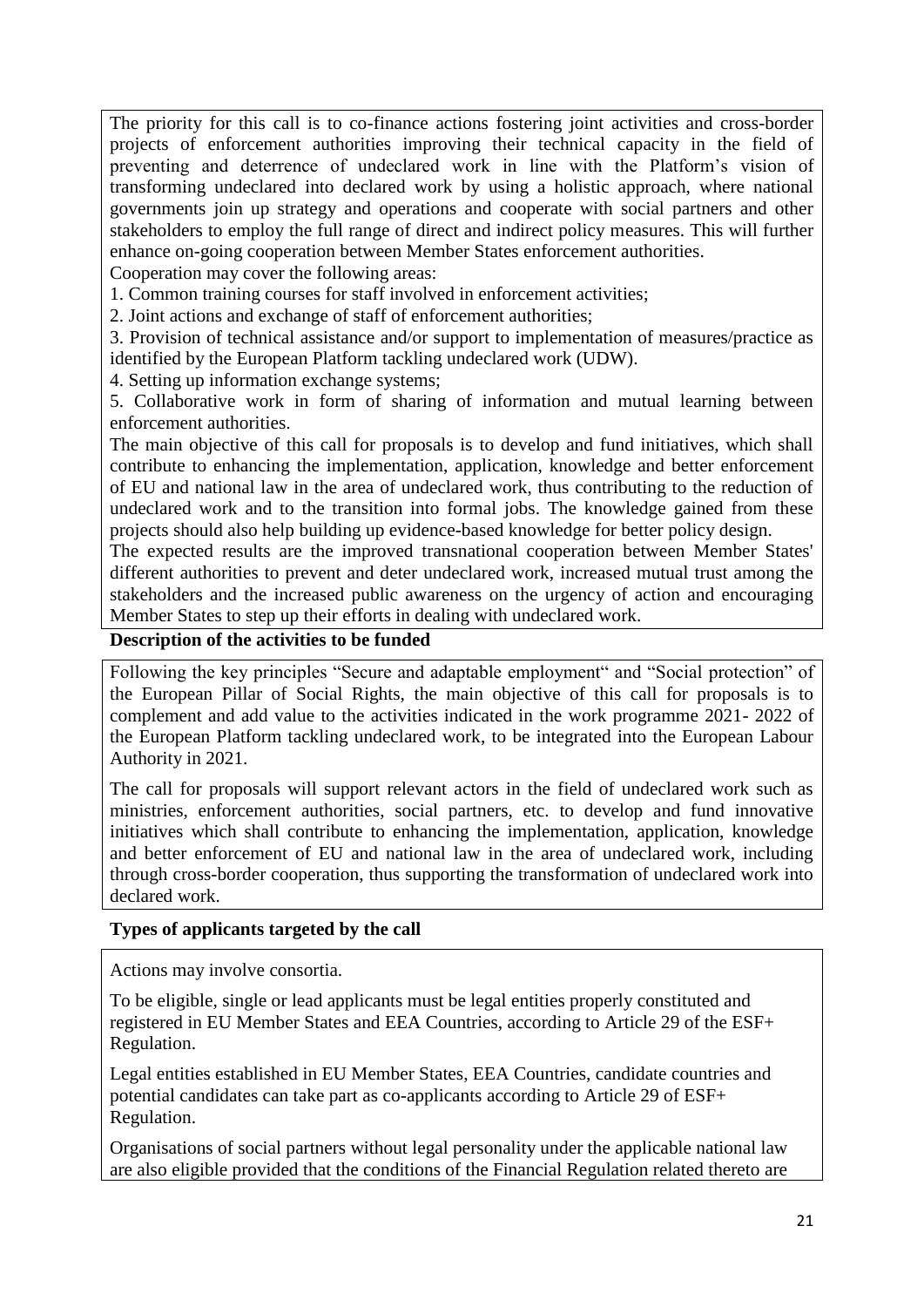The priority for this call is to co-finance actions fostering joint activities and cross-border projects of enforcement authorities improving their technical capacity in the field of preventing and deterrence of undeclared work in line with the Platform's vision of transforming undeclared into declared work by using a holistic approach, where national governments join up strategy and operations and cooperate with social partners and other stakeholders to employ the full range of direct and indirect policy measures. This will further enhance on-going cooperation between Member States enforcement authorities.

Cooperation may cover the following areas:

1. Common training courses for staff involved in enforcement activities;
2. Joint actions and exchange of staff of enforcement authorities;
3. Provision of technical assistance and/or support to implementation of measures/practice as identified by the European Platform tackling undeclared work (UDW).
4. Setting up information exchange systems;
5. Collaborative work in form of sharing of information and mutual learning between enforcement authorities.

The main objective of this call for proposals is to develop and fund initiatives, which shall contribute to enhancing the implementation, application, knowledge and better enforcement of EU and national law in the area of undeclared work, thus contributing to the reduction of undeclared work and to the transition into formal jobs. The knowledge gained from these projects should also help building up evidence-based knowledge for better policy design.

The expected results are the improved transnational cooperation between Member States' different authorities to prevent and deter undeclared work, increased mutual trust among the stakeholders and the increased public awareness on the urgency of action and encouraging Member States to step up their efforts in dealing with undeclared work.

**Description of the activities to be funded**

Following the key principles "Secure and adaptable employment" and "Social protection" of the European Pillar of Social Rights, the main objective of this call for proposals is to complement and add value to the activities indicated in the work programme 2021- 2022 of the European Platform tackling undeclared work, to be integrated into the European Labour Authority in 2021.

The call for proposals will support relevant actors in the field of undeclared work such as ministries, enforcement authorities, social partners, etc. to develop and fund innovative initiatives which shall contribute to enhancing the implementation, application, knowledge and better enforcement of EU and national law in the area of undeclared work, including through cross-border cooperation, thus supporting the transformation of undeclared work into declared work.

**Types of applicants targeted by the call**

Actions may involve consortia.

To be eligible, single or lead applicants must be legal entities properly constituted and registered in EU Member States and EEA Countries, according to Article 29 of the ESF+ Regulation.

Legal entities established in EU Member States, EEA Countries, candidate countries and potential candidates can take part as co-applicants according to Article 29 of ESF+ Regulation.

Organisations of social partners without legal personality under the applicable national law are also eligible provided that the conditions of the Financial Regulation related thereto are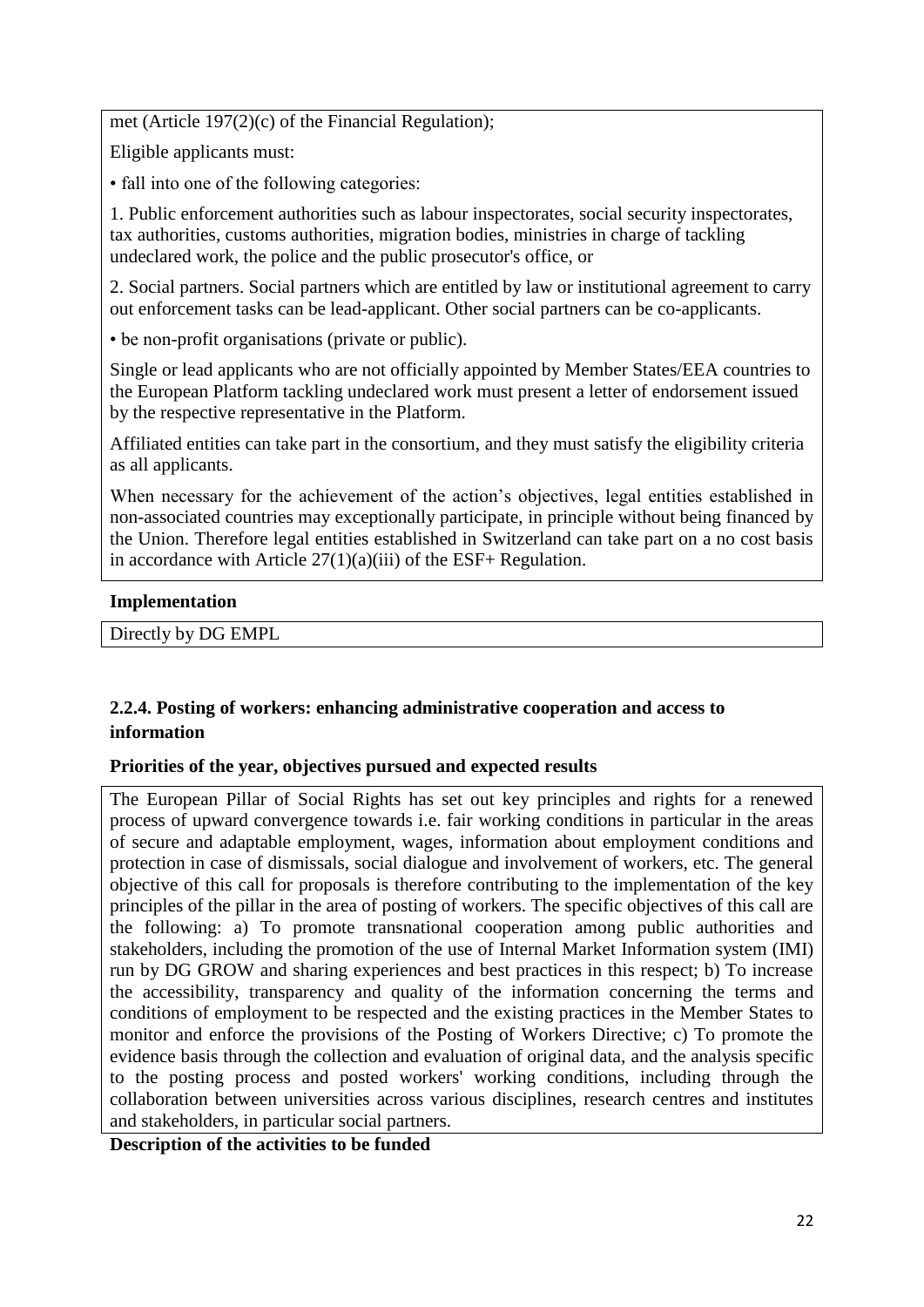met (Article 197(2)(c) of the Financial Regulation);

Eligible applicants must:

• fall into one of the following categories:

1. Public enforcement authorities such as labour inspectorates, social security inspectorates, tax authorities, customs authorities, migration bodies, ministries in charge of tackling undeclared work, the police and the public prosecutor's office, or

2. Social partners. Social partners which are entitled by law or institutional agreement to carry out enforcement tasks can be lead-applicant. Other social partners can be co-applicants.

• be non-profit organisations (private or public).

Single or lead applicants who are not officially appointed by Member States/EEA countries to the European Platform tackling undeclared work must present a letter of endorsement issued by the respective representative in the Platform.

Affiliated entities can take part in the consortium, and they must satisfy the eligibility criteria as all applicants.

When necessary for the achievement of the action's objectives, legal entities established in non-associated countries may exceptionally participate, in principle without being financed by the Union. Therefore legal entities established in Switzerland can take part on a no cost basis in accordance with Article 27(1)(a)(iii) of the ESF+ Regulation.

**Implementation**

Directly by DG EMPL

### 2.2.4. Posting of workers: enhancing administrative cooperation and access to information

**Priorities of the year, objectives pursued and expected results**

The European Pillar of Social Rights has set out key principles and rights for a renewed process of upward convergence towards i.e. fair working conditions in particular in the areas of secure and adaptable employment, wages, information about employment conditions and protection in case of dismissals, social dialogue and involvement of workers, etc. The general objective of this call for proposals is therefore contributing to the implementation of the key principles of the pillar in the area of posting of workers. The specific objectives of this call are the following: a) To promote transnational cooperation among public authorities and stakeholders, including the promotion of the use of Internal Market Information system (IMI) run by DG GROW and sharing experiences and best practices in this respect; b) To increase the accessibility, transparency and quality of the information concerning the terms and conditions of employment to be respected and the existing practices in the Member States to monitor and enforce the provisions of the Posting of Workers Directive; c) To promote the evidence basis through the collection and evaluation of original data, and the analysis specific to the posting process and posted workers' working conditions, including through the collaboration between universities across various disciplines, research centres and institutes and stakeholders, in particular social partners.

**Description of the activities to be funded**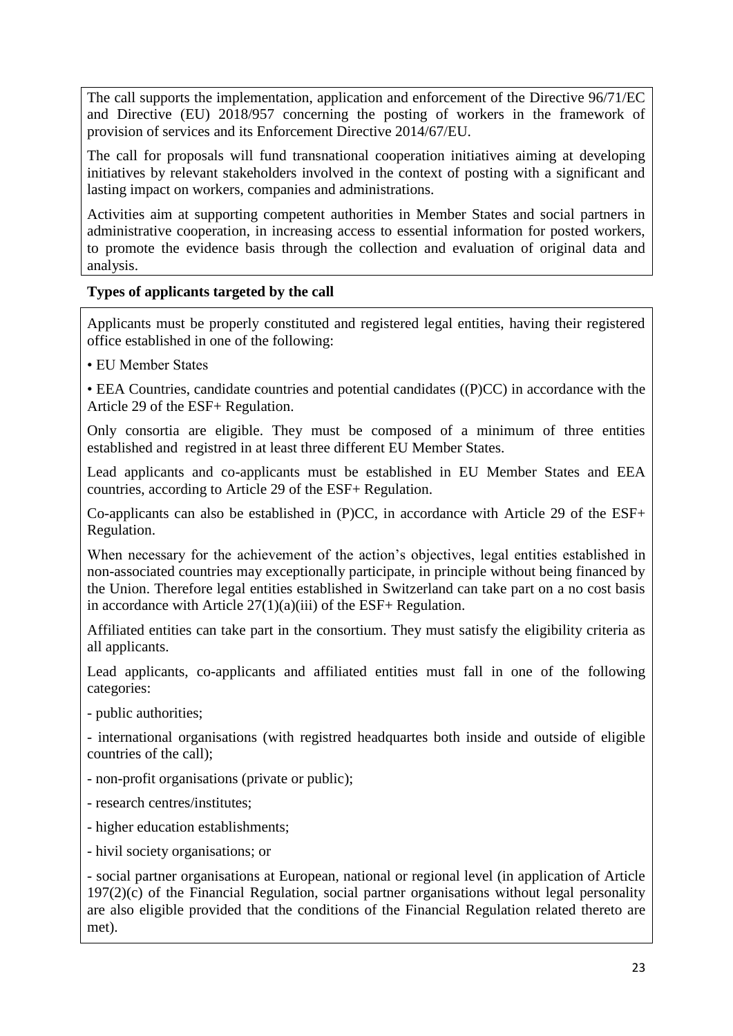The call supports the implementation, application and enforcement of the Directive 96/71/EC and Directive (EU) 2018/957 concerning the posting of workers in the framework of provision of services and its Enforcement Directive 2014/67/EU.

The call for proposals will fund transnational cooperation initiatives aiming at developing initiatives by relevant stakeholders involved in the context of posting with a significant and lasting impact on workers, companies and administrations.

Activities aim at supporting competent authorities in Member States and social partners in administrative cooperation, in increasing access to essential information for posted workers, to promote the evidence basis through the collection and evaluation of original data and analysis.

**Types of applicants targeted by the call**

Applicants must be properly constituted and registered legal entities, having their registered office established in one of the following:

• EU Member States

• EEA Countries, candidate countries and potential candidates ((P)CC) in accordance with the Article 29 of the ESF+ Regulation.

Only consortia are eligible. They must be composed of a minimum of three entities established and registred in at least three different EU Member States.

Lead applicants and co-applicants must be established in EU Member States and EEA countries, according to Article 29 of the ESF+ Regulation.

Co-applicants can also be established in (P)CC, in accordance with Article 29 of the ESF+ Regulation.

When necessary for the achievement of the action's objectives, legal entities established in non-associated countries may exceptionally participate, in principle without being financed by the Union. Therefore legal entities established in Switzerland can take part on a no cost basis in accordance with Article 27(1)(a)(iii) of the ESF+ Regulation.

Affiliated entities can take part in the consortium. They must satisfy the eligibility criteria as all applicants.

Lead applicants, co-applicants and affiliated entities must fall in one of the following categories:

- public authorities;

- international organisations (with registred headquartes both inside and outside of eligible countries of the call);

- non-profit organisations (private or public);

- research centres/institutes;

- higher education establishments;

- hivil society organisations; or

- social partner organisations at European, national or regional level (in application of Article 197(2)(c) of the Financial Regulation, social partner organisations without legal personality are also eligible provided that the conditions of the Financial Regulation related thereto are met).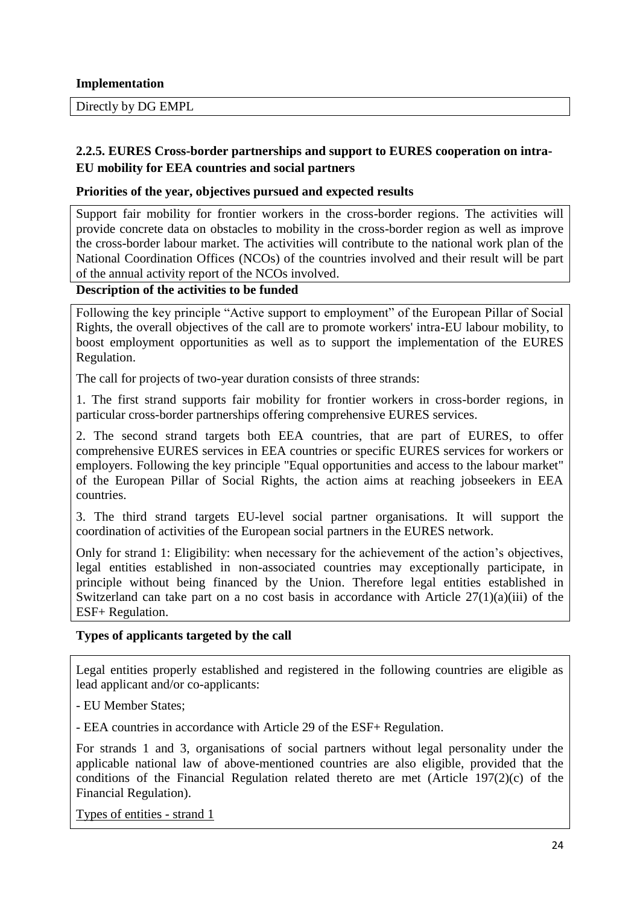**Implementation**

Directly by DG EMPL

### 2.2.5. EURES Cross-border partnerships and support to EURES cooperation on intra-EU mobility for EEA countries and social partners

**Priorities of the year, objectives pursued and expected results**

Support fair mobility for frontier workers in the cross-border regions. The activities will provide concrete data on obstacles to mobility in the cross-border region as well as improve the cross-border labour market. The activities will contribute to the national work plan of the National Coordination Offices (NCOs) of the countries involved and their result will be part of the annual activity report of the NCOs involved.

**Description of the activities to be funded**

Following the key principle "Active support to employment" of the European Pillar of Social Rights, the overall objectives of the call are to promote workers' intra-EU labour mobility, to boost employment opportunities as well as to support the implementation of the EURES Regulation.

The call for projects of two-year duration consists of three strands:

1. The first strand supports fair mobility for frontier workers in cross-border regions, in particular cross-border partnerships offering comprehensive EURES services.
2. The second strand targets both EEA countries, that are part of EURES, to offer comprehensive EURES services in EEA countries or specific EURES services for workers or employers. Following the key principle "Equal opportunities and access to the labour market" of the European Pillar of Social Rights, the action aims at reaching jobseekers in EEA countries.
3. The third strand targets EU-level social partner organisations. It will support the coordination of activities of the European social partners in the EURES network.

Only for strand 1: Eligibility: when necessary for the achievement of the action's objectives, legal entities established in non-associated countries may exceptionally participate, in principle without being financed by the Union. Therefore legal entities established in Switzerland can take part on a no cost basis in accordance with Article 27(1)(a)(iii) of the ESF+ Regulation.

**Types of applicants targeted by the call**

Legal entities properly established and registered in the following countries are eligible as lead applicant and/or co-applicants:

- EU Member States;
- EEA countries in accordance with Article 29 of the ESF+ Regulation.

For strands 1 and 3, organisations of social partners without legal personality under the applicable national law of above-mentioned countries are also eligible, provided that the conditions of the Financial Regulation related thereto are met (Article 197(2)(c) of the Financial Regulation).

<u>Types of entities - strand 1</u>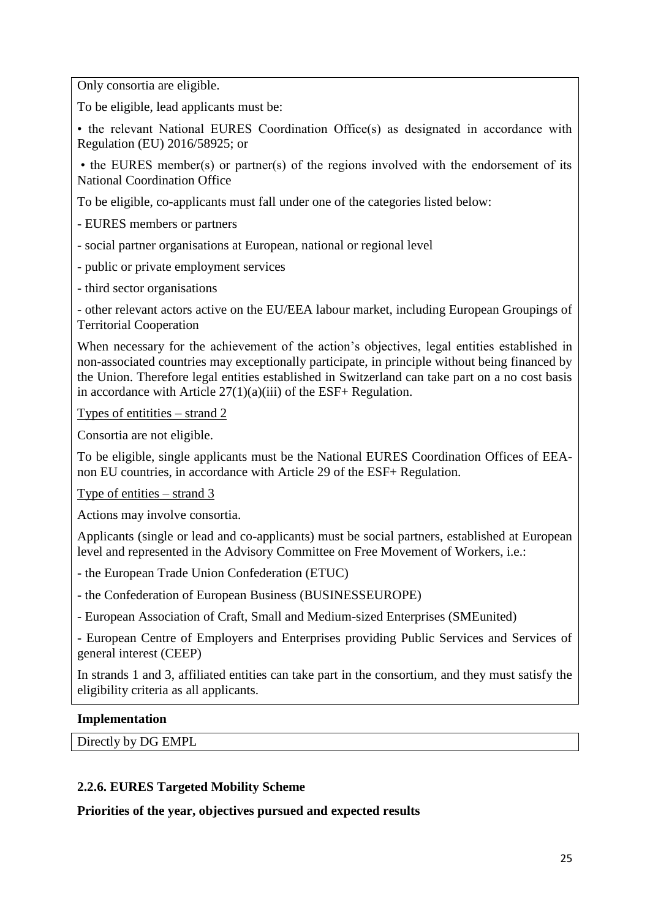Only consortia are eligible.

To be eligible, lead applicants must be:

• the relevant National EURES Coordination Office(s) as designated in accordance with Regulation (EU) 2016/58925; or

• the EURES member(s) or partner(s) of the regions involved with the endorsement of its National Coordination Office

To be eligible, co-applicants must fall under one of the categories listed below:

- EURES members or partners
- social partner organisations at European, national or regional level
- public or private employment services
- third sector organisations
- other relevant actors active on the EU/EEA labour market, including European Groupings of Territorial Cooperation

When necessary for the achievement of the action's objectives, legal entities established in non-associated countries may exceptionally participate, in principle without being financed by the Union. Therefore legal entities established in Switzerland can take part on a no cost basis in accordance with Article 27(1)(a)(iii) of the ESF+ Regulation.

Types of entitities – strand 2

Consortia are not eligible.

To be eligible, single applicants must be the National EURES Coordination Offices of EEA-non EU countries, in accordance with Article 29 of the ESF+ Regulation.

Type of entities – strand 3

Actions may involve consortia.

Applicants (single or lead and co-applicants) must be social partners, established at European level and represented in the Advisory Committee on Free Movement of Workers, i.e.:

- the European Trade Union Confederation (ETUC)
- the Confederation of European Business (BUSINESSEUROPE)
- European Association of Craft, Small and Medium-sized Enterprises (SMEunited)
- European Centre of Employers and Enterprises providing Public Services and Services of general interest (CEEP)

In strands 1 and 3, affiliated entities can take part in the consortium, and they must satisfy the eligibility criteria as all applicants.

**Implementation**

Directly by DG EMPL

### 2.2.6. EURES Targeted Mobility Scheme

**Priorities of the year, objectives pursued and expected results**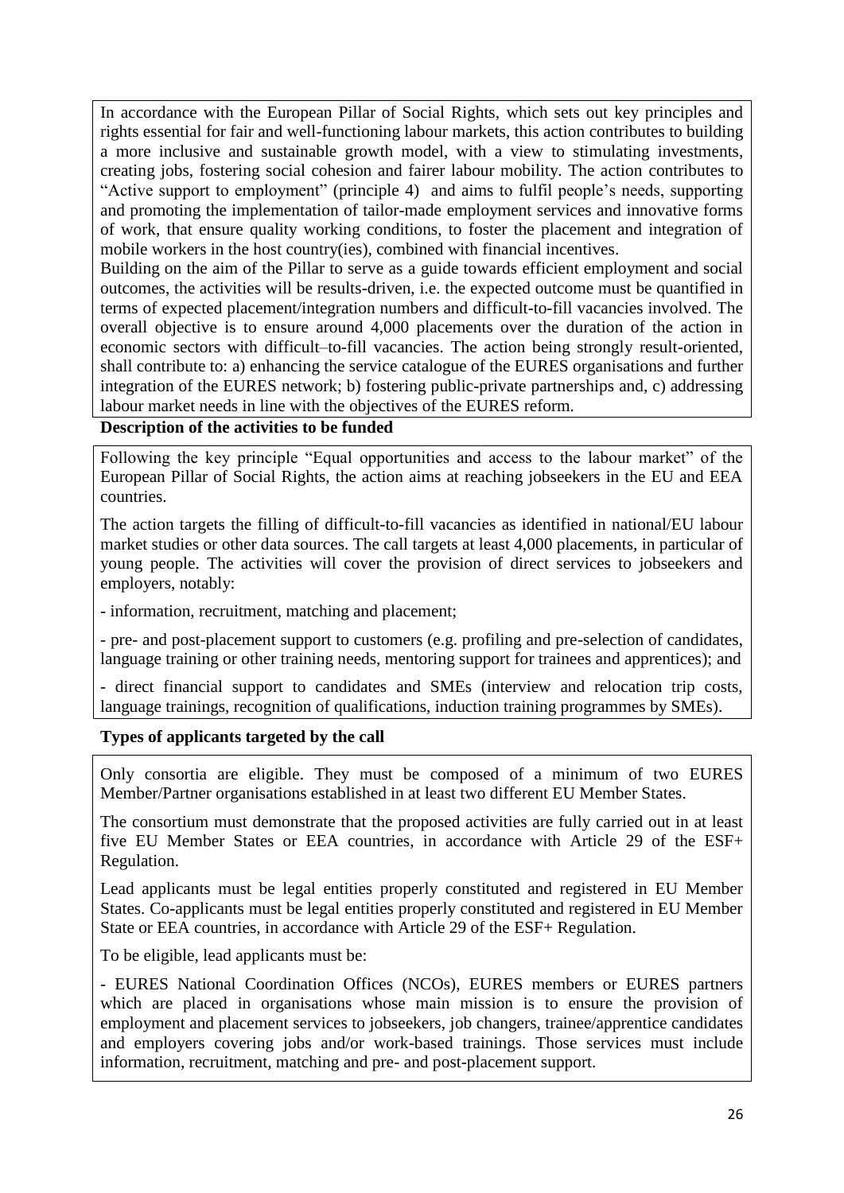In accordance with the European Pillar of Social Rights, which sets out key principles and rights essential for fair and well-functioning labour markets, this action contributes to building a more inclusive and sustainable growth model, with a view to stimulating investments, creating jobs, fostering social cohesion and fairer labour mobility. The action contributes to "Active support to employment" (principle 4) and aims to fulfil people's needs, supporting and promoting the implementation of tailor-made employment services and innovative forms of work, that ensure quality working conditions, to foster the placement and integration of mobile workers in the host country(ies), combined with financial incentives.

Building on the aim of the Pillar to serve as a guide towards efficient employment and social outcomes, the activities will be results-driven, i.e. the expected outcome must be quantified in terms of expected placement/integration numbers and difficult-to-fill vacancies involved. The overall objective is to ensure around 4,000 placements over the duration of the action in economic sectors with difficult–to-fill vacancies. The action being strongly result-oriented, shall contribute to: a) enhancing the service catalogue of the EURES organisations and further integration of the EURES network; b) fostering public-private partnerships and, c) addressing labour market needs in line with the objectives of the EURES reform.

**Description of the activities to be funded**

Following the key principle "Equal opportunities and access to the labour market" of the European Pillar of Social Rights, the action aims at reaching jobseekers in the EU and EEA countries.

The action targets the filling of difficult-to-fill vacancies as identified in national/EU labour market studies or other data sources. The call targets at least 4,000 placements, in particular of young people. The activities will cover the provision of direct services to jobseekers and employers, notably:

- information, recruitment, matching and placement;

- pre- and post-placement support to customers (e.g. profiling and pre-selection of candidates, language training or other training needs, mentoring support for trainees and apprentices); and

- direct financial support to candidates and SMEs (interview and relocation trip costs, language trainings, recognition of qualifications, induction training programmes by SMEs).

**Types of applicants targeted by the call**

Only consortia are eligible. They must be composed of a minimum of two EURES Member/Partner organisations established in at least two different EU Member States.

The consortium must demonstrate that the proposed activities are fully carried out in at least five EU Member States or EEA countries, in accordance with Article 29 of the ESF+ Regulation.

Lead applicants must be legal entities properly constituted and registered in EU Member States. Co-applicants must be legal entities properly constituted and registered in EU Member State or EEA countries, in accordance with Article 29 of the ESF+ Regulation.

To be eligible, lead applicants must be:

- EURES National Coordination Offices (NCOs), EURES members or EURES partners which are placed in organisations whose main mission is to ensure the provision of employment and placement services to jobseekers, job changers, trainee/apprentice candidates and employers covering jobs and/or work-based trainings. Those services must include information, recruitment, matching and pre- and post-placement support.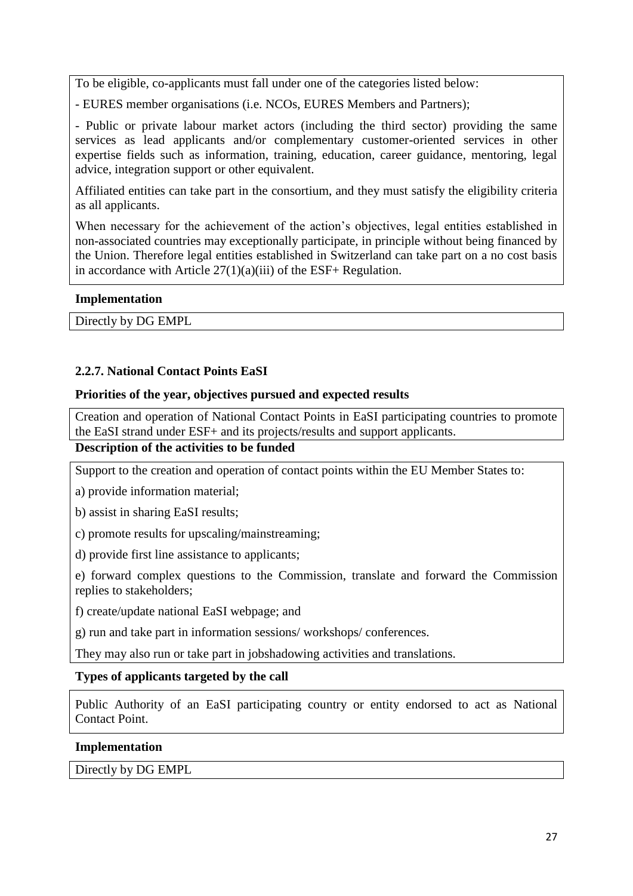To be eligible, co-applicants must fall under one of the categories listed below:

- EURES member organisations (i.e. NCOs, EURES Members and Partners);

- Public or private labour market actors (including the third sector) providing the same services as lead applicants and/or complementary customer-oriented services in other expertise fields such as information, training, education, career guidance, mentoring, legal advice, integration support or other equivalent.

Affiliated entities can take part in the consortium, and they must satisfy the eligibility criteria as all applicants.

When necessary for the achievement of the action's objectives, legal entities established in non-associated countries may exceptionally participate, in principle without being financed by the Union. Therefore legal entities established in Switzerland can take part on a no cost basis in accordance with Article 27(1)(a)(iii) of the ESF+ Regulation.

**Implementation**

Directly by DG EMPL

### 2.2.7. National Contact Points EaSI

**Priorities of the year, objectives pursued and expected results**

Creation and operation of National Contact Points in EaSI participating countries to promote the EaSI strand under ESF+ and its projects/results and support applicants.

**Description of the activities to be funded**

Support to the creation and operation of contact points within the EU Member States to:

a) provide information material;

b) assist in sharing EaSI results;

c) promote results for upscaling/mainstreaming;

d) provide first line assistance to applicants;

e) forward complex questions to the Commission, translate and forward the Commission replies to stakeholders;

f) create/update national EaSI webpage; and

g) run and take part in information sessions/ workshops/ conferences.

They may also run or take part in jobshadowing activities and translations.

**Types of applicants targeted by the call**

Public Authority of an EaSI participating country or entity endorsed to act as National Contact Point.

**Implementation**

Directly by DG EMPL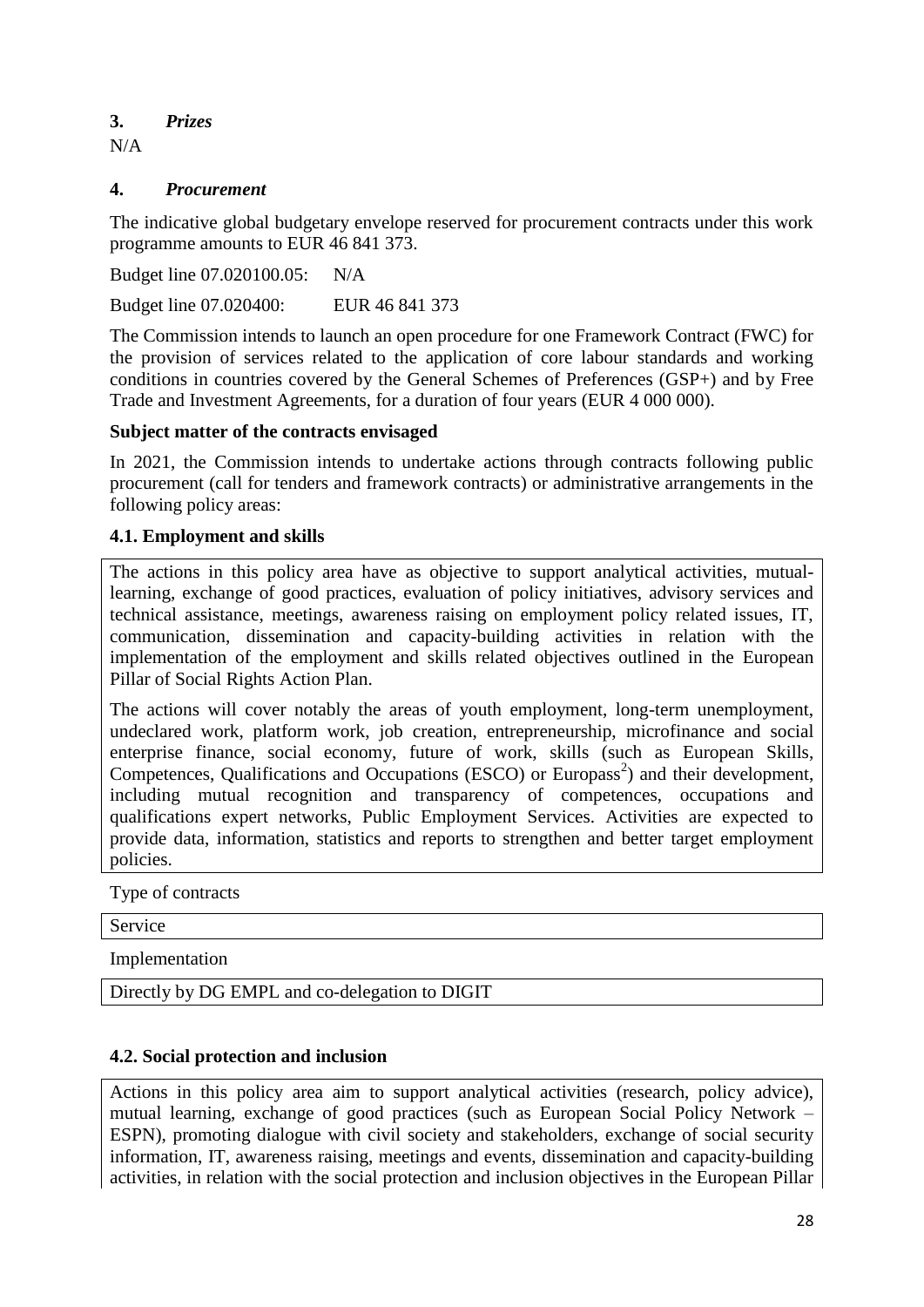## 3. *Prizes*

N/A

## 4. *Procurement*

The indicative global budgetary envelope reserved for procurement contracts under this work programme amounts to EUR 46 841 373.

Budget line 07.020100.05: N/A

Budget line 07.020400: EUR 46 841 373

The Commission intends to launch an open procedure for one Framework Contract (FWC) for the provision of services related to the application of core labour standards and working conditions in countries covered by the General Schemes of Preferences (GSP+) and by Free Trade and Investment Agreements, for a duration of four years (EUR 4 000 000).

**Subject matter of the contracts envisaged**

In 2021, the Commission intends to undertake actions through contracts following public procurement (call for tenders and framework contracts) or administrative arrangements in the following policy areas:

### 4.1. Employment and skills

| The actions in this policy area have as objective to support analytical activities, mutual-learning, exchange of good practices, evaluation of policy initiatives, advisory services and technical assistance, meetings, awareness raising on employment policy related issues, IT, communication, dissemination and capacity-building activities in relation with the implementation of the employment and skills related objectives outlined in the European Pillar of Social Rights Action Plan.<br><br>The actions will cover notably the areas of youth employment, long-term unemployment, undeclared work, platform work, job creation, entrepreneurship, microfinance and social enterprise finance, social economy, future of work, skills (such as European Skills, Competences, Qualifications and Occupations (ESCO) or Europass[2]) and their development, including mutual recognition and transparency of competences, occupations and qualifications expert networks, Public Employment Services. Activities are expected to provide data, information, statistics and reports to strengthen and better target employment policies. |
|---|

Type of contracts

| Service |
|---|

Implementation

| Directly by DG EMPL and co-delegation to DIGIT |
|---|

### 4.2. Social protection and inclusion

| Actions in this policy area aim to support analytical activities (research, policy advice), mutual learning, exchange of good practices (such as European Social Policy Network – ESPN), promoting dialogue with civil society and stakeholders, exchange of social security information, IT, awareness raising, meetings and events, dissemination and capacity-building activities, in relation with the social protection and inclusion objectives in the European Pillar |
|---|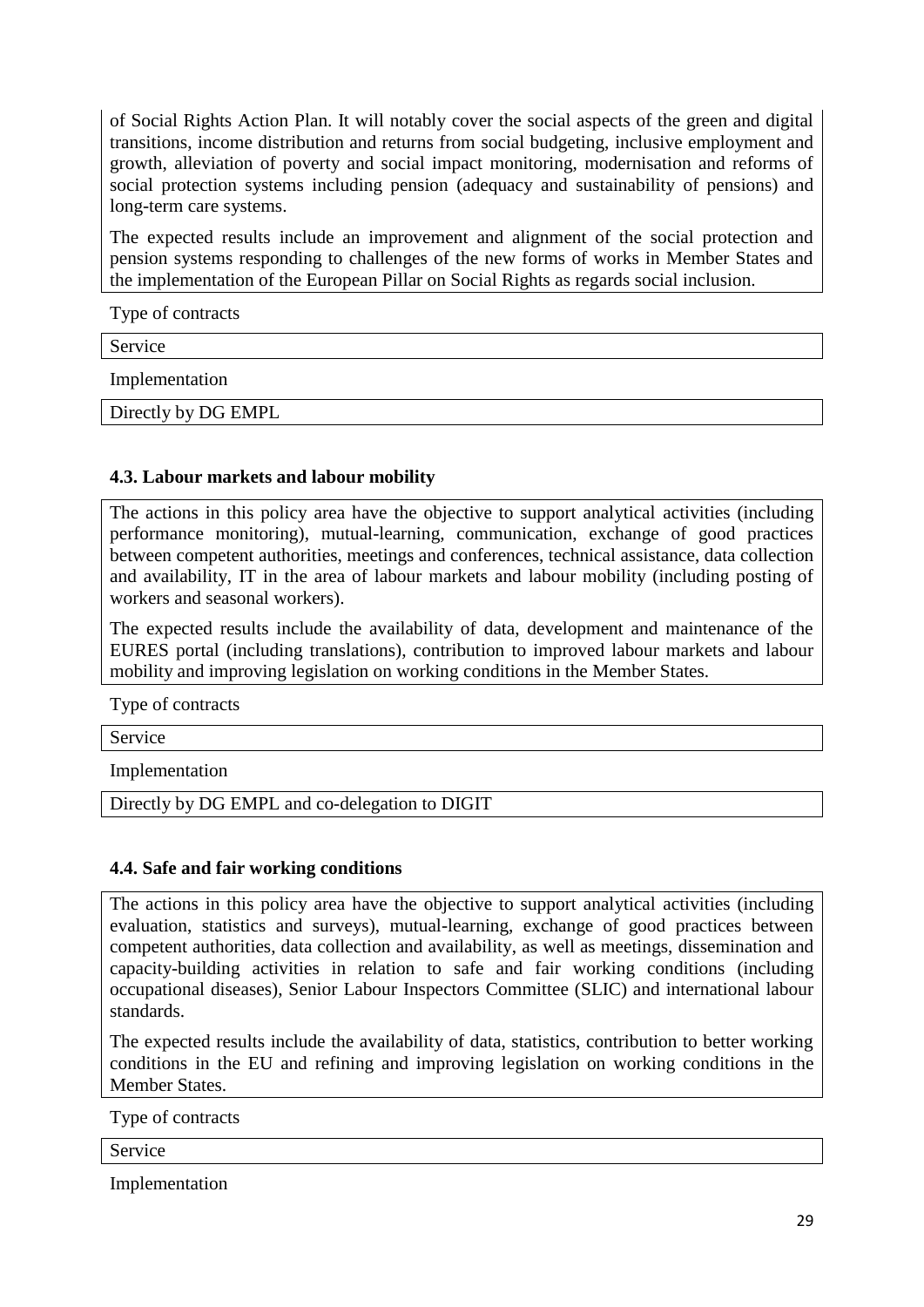of Social Rights Action Plan. It will notably cover the social aspects of the green and digital transitions, income distribution and returns from social budgeting, inclusive employment and growth, alleviation of poverty and social impact monitoring, modernisation and reforms of social protection systems including pension (adequacy and sustainability of pensions) and long-term care systems.

The expected results include an improvement and alignment of the social protection and pension systems responding to challenges of the new forms of works in Member States and the implementation of the European Pillar on Social Rights as regards social inclusion.

Type of contracts

Service

Implementation

Directly by DG EMPL

#### 4.3. Labour markets and labour mobility

The actions in this policy area have the objective to support analytical activities (including performance monitoring), mutual-learning, communication, exchange of good practices between competent authorities, meetings and conferences, technical assistance, data collection and availability, IT in the area of labour markets and labour mobility (including posting of workers and seasonal workers).

The expected results include the availability of data, development and maintenance of the EURES portal (including translations), contribution to improved labour markets and labour mobility and improving legislation on working conditions in the Member States.

Type of contracts

Service

Implementation

Directly by DG EMPL and co-delegation to DIGIT

#### 4.4. Safe and fair working conditions

The actions in this policy area have the objective to support analytical activities (including evaluation, statistics and surveys), mutual-learning, exchange of good practices between competent authorities, data collection and availability, as well as meetings, dissemination and capacity-building activities in relation to safe and fair working conditions (including occupational diseases), Senior Labour Inspectors Committee (SLIC) and international labour standards.

The expected results include the availability of data, statistics, contribution to better working conditions in the EU and refining and improving legislation on working conditions in the Member States.

Type of contracts

Service

Implementation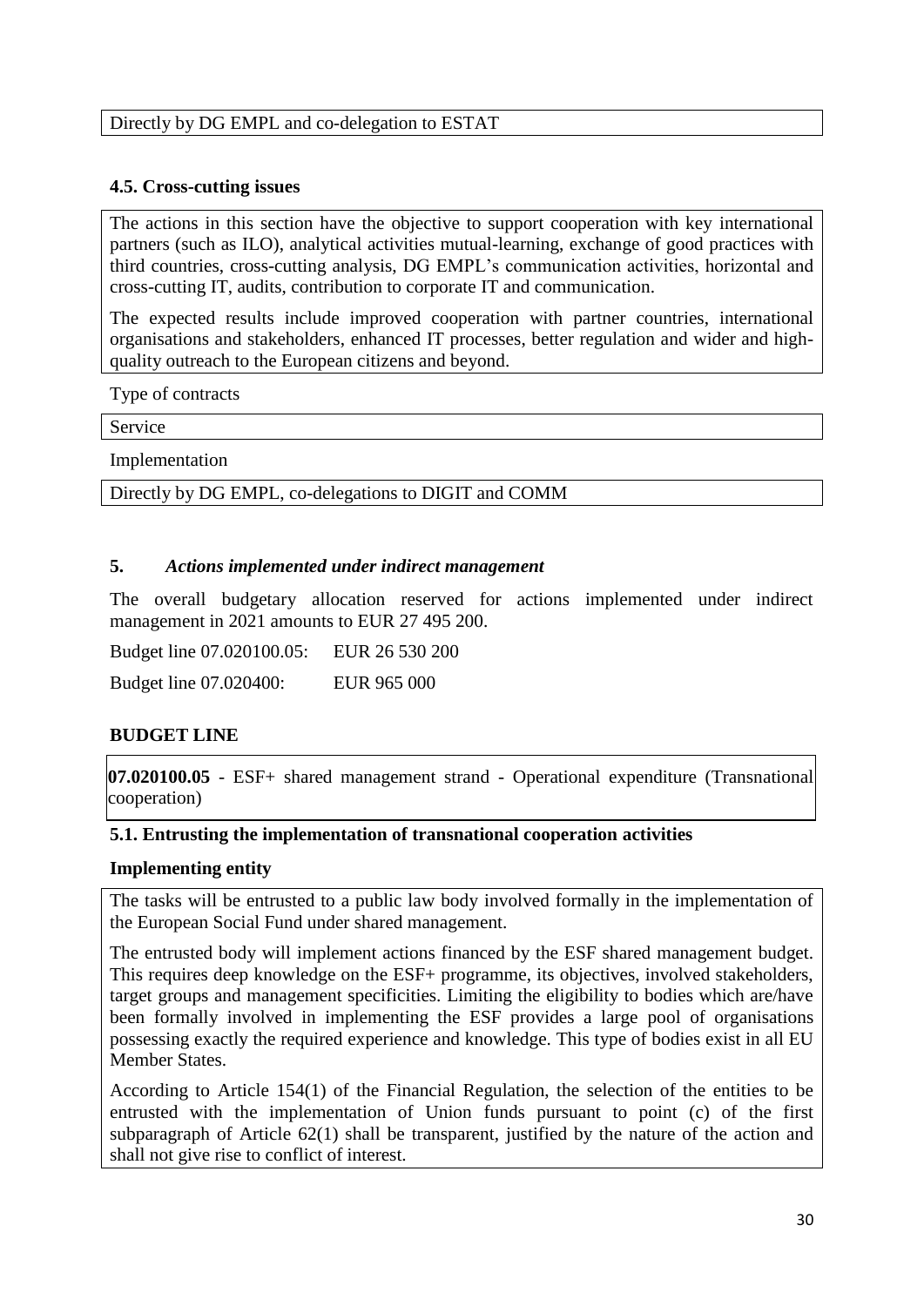Directly by DG EMPL and co-delegation to ESTAT

### 4.5. Cross-cutting issues

The actions in this section have the objective to support cooperation with key international partners (such as ILO), analytical activities mutual-learning, exchange of good practices with third countries, cross-cutting analysis, DG EMPL's communication activities, horizontal and cross-cutting IT, audits, contribution to corporate IT and communication.

The expected results include improved cooperation with partner countries, international organisations and stakeholders, enhanced IT processes, better regulation and wider and high-quality outreach to the European citizens and beyond.

Type of contracts

Service

Implementation

Directly by DG EMPL, co-delegations to DIGIT and COMM

## 5. *Actions implemented under indirect management*

The overall budgetary allocation reserved for actions implemented under indirect management in 2021 amounts to EUR 27 495 200.

Budget line 07.020100.05: EUR 26 530 200

Budget line 07.020400: EUR 965 000

**BUDGET LINE**

**07.020100.05** - ESF+ shared management strand - Operational expenditure (Transnational cooperation)

### 5.1. Entrusting the implementation of transnational cooperation activities

**Implementing entity**

The tasks will be entrusted to a public law body involved formally in the implementation of the European Social Fund under shared management.

The entrusted body will implement actions financed by the ESF shared management budget. This requires deep knowledge on the ESF+ programme, its objectives, involved stakeholders, target groups and management specificities. Limiting the eligibility to bodies which are/have been formally involved in implementing the ESF provides a large pool of organisations possessing exactly the required experience and knowledge. This type of bodies exist in all EU Member States.

According to Article 154(1) of the Financial Regulation, the selection of the entities to be entrusted with the implementation of Union funds pursuant to point (c) of the first subparagraph of Article 62(1) shall be transparent, justified by the nature of the action and shall not give rise to conflict of interest.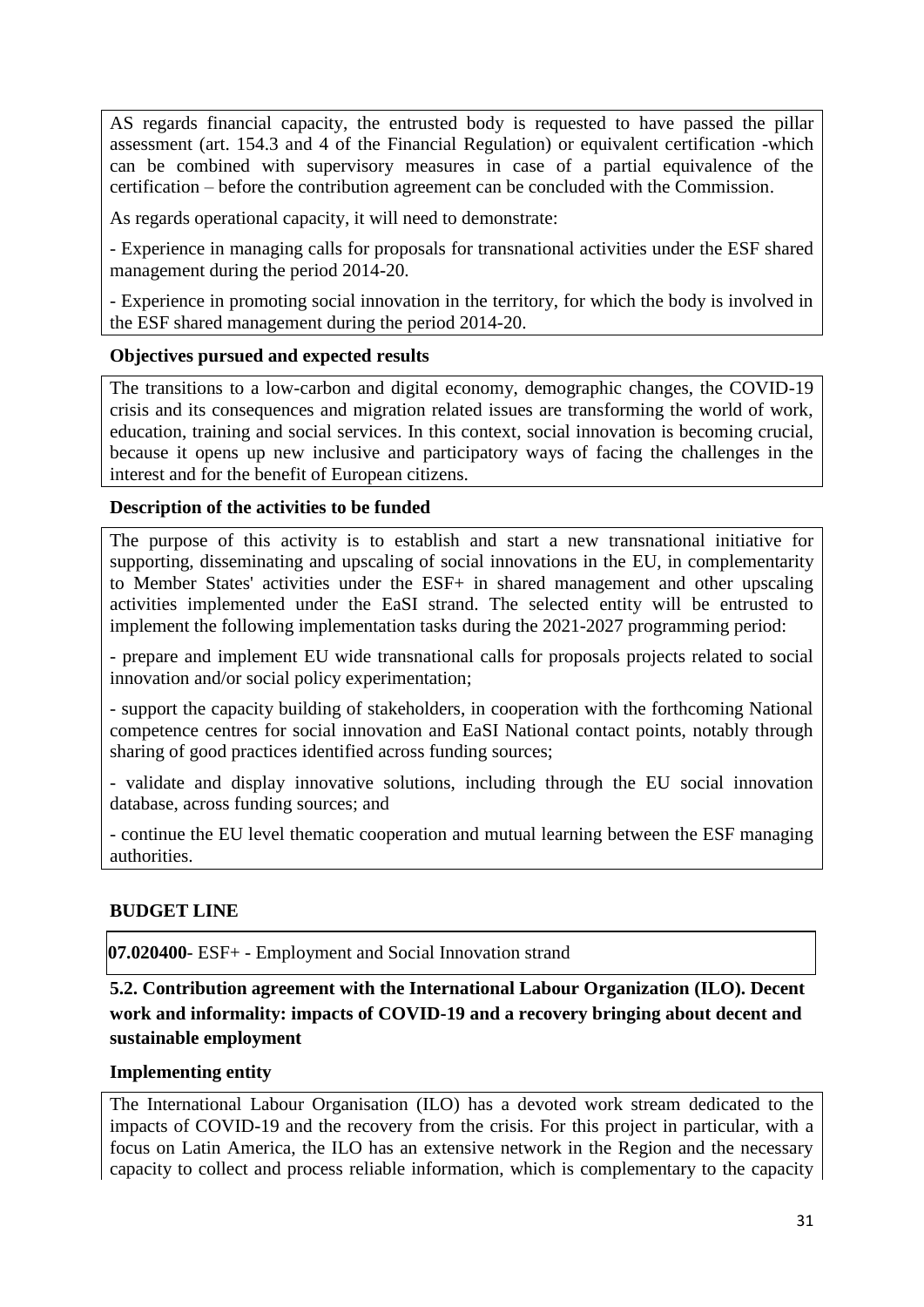AS regards financial capacity, the entrusted body is requested to have passed the pillar assessment (art. 154.3 and 4 of the Financial Regulation) or equivalent certification -which can be combined with supervisory measures in case of a partial equivalence of the certification – before the contribution agreement can be concluded with the Commission.

As regards operational capacity, it will need to demonstrate:

- Experience in managing calls for proposals for transnational activities under the ESF shared management during the period 2014-20.

- Experience in promoting social innovation in the territory, for which the body is involved in the ESF shared management during the period 2014-20.

**Objectives pursued and expected results**

The transitions to a low-carbon and digital economy, demographic changes, the COVID-19 crisis and its consequences and migration related issues are transforming the world of work, education, training and social services. In this context, social innovation is becoming crucial, because it opens up new inclusive and participatory ways of facing the challenges in the interest and for the benefit of European citizens.

**Description of the activities to be funded**

The purpose of this activity is to establish and start a new transnational initiative for supporting, disseminating and upscaling of social innovations in the EU, in complementarity to Member States' activities under the ESF+ in shared management and other upscaling activities implemented under the EaSI strand. The selected entity will be entrusted to implement the following implementation tasks during the 2021-2027 programming period:

- prepare and implement EU wide transnational calls for proposals projects related to social innovation and/or social policy experimentation;

- support the capacity building of stakeholders, in cooperation with the forthcoming National competence centres for social innovation and EaSI National contact points, notably through sharing of good practices identified across funding sources;

- validate and display innovative solutions, including through the EU social innovation database, across funding sources; and

- continue the EU level thematic cooperation and mutual learning between the ESF managing authorities.

**BUDGET LINE**

**07.020400**- ESF+ - Employment and Social Innovation strand

**5.2. Contribution agreement with the International Labour Organization (ILO). Decent work and informality: impacts of COVID-19 and a recovery bringing about decent and sustainable employment**

**Implementing entity**

The International Labour Organisation (ILO) has a devoted work stream dedicated to the impacts of COVID-19 and the recovery from the crisis. For this project in particular, with a focus on Latin America, the ILO has an extensive network in the Region and the necessary capacity to collect and process reliable information, which is complementary to the capacity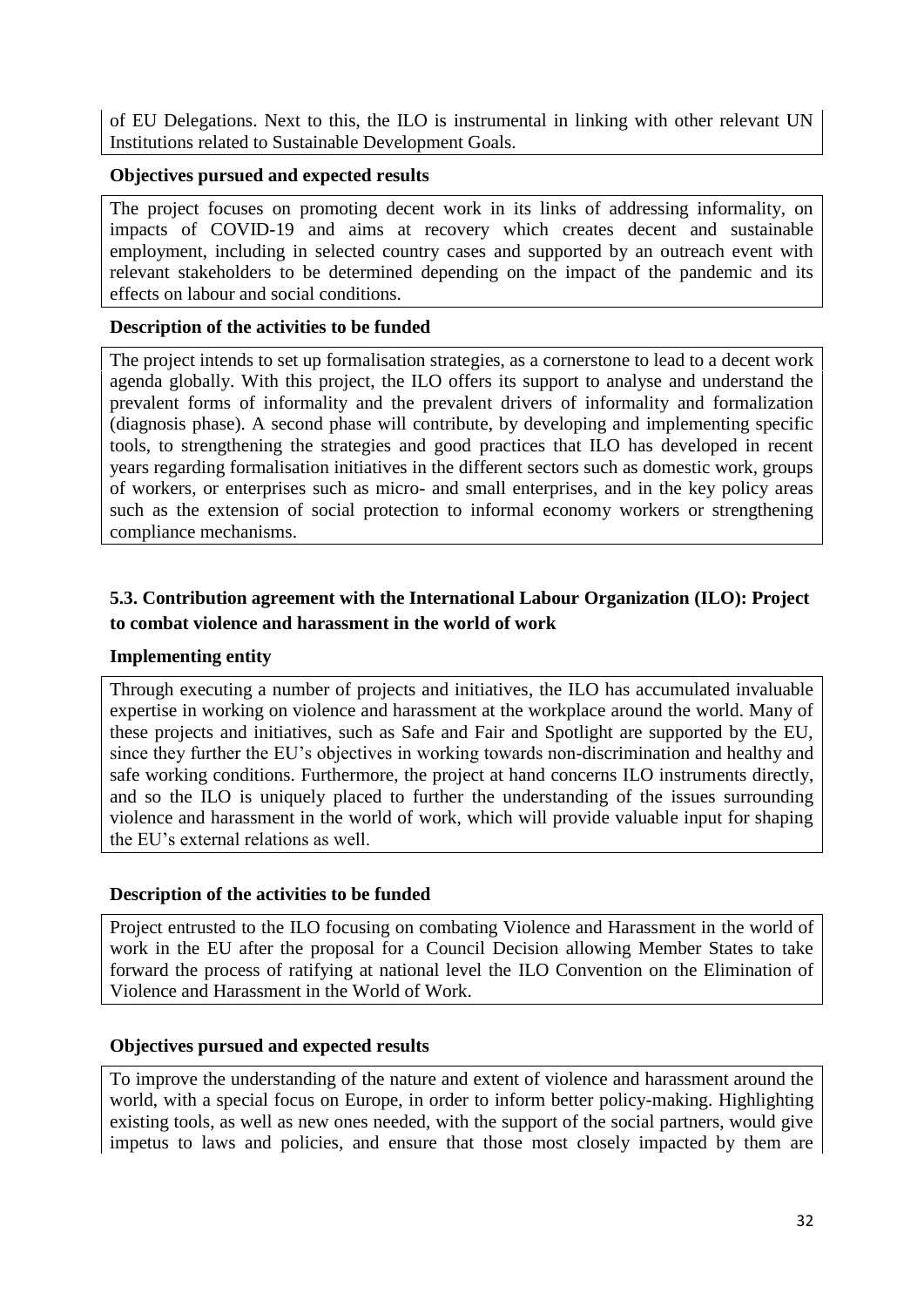of EU Delegations. Next to this, the ILO is instrumental in linking with other relevant UN Institutions related to Sustainable Development Goals.

**Objectives pursued and expected results**

The project focuses on promoting decent work in its links of addressing informality, on impacts of COVID-19 and aims at recovery which creates decent and sustainable employment, including in selected country cases and supported by an outreach event with relevant stakeholders to be determined depending on the impact of the pandemic and its effects on labour and social conditions.

**Description of the activities to be funded**

The project intends to set up formalisation strategies, as a cornerstone to lead to a decent work agenda globally. With this project, the ILO offers its support to analyse and understand the prevalent forms of informality and the prevalent drivers of informality and formalization (diagnosis phase). A second phase will contribute, by developing and implementing specific tools, to strengthening the strategies and good practices that ILO has developed in recent years regarding formalisation initiatives in the different sectors such as domestic work, groups of workers, or enterprises such as micro- and small enterprises, and in the key policy areas such as the extension of social protection to informal economy workers or strengthening compliance mechanisms.

### 5.3. Contribution agreement with the International Labour Organization (ILO): Project to combat violence and harassment in the world of work

**Implementing entity**

Through executing a number of projects and initiatives, the ILO has accumulated invaluable expertise in working on violence and harassment at the workplace around the world. Many of these projects and initiatives, such as Safe and Fair and Spotlight are supported by the EU, since they further the EU's objectives in working towards non-discrimination and healthy and safe working conditions. Furthermore, the project at hand concerns ILO instruments directly, and so the ILO is uniquely placed to further the understanding of the issues surrounding violence and harassment in the world of work, which will provide valuable input for shaping the EU's external relations as well.

**Description of the activities to be funded**

Project entrusted to the ILO focusing on combating Violence and Harassment in the world of work in the EU after the proposal for a Council Decision allowing Member States to take forward the process of ratifying at national level the ILO Convention on the Elimination of Violence and Harassment in the World of Work.

**Objectives pursued and expected results**

To improve the understanding of the nature and extent of violence and harassment around the world, with a special focus on Europe, in order to inform better policy-making. Highlighting existing tools, as well as new ones needed, with the support of the social partners, would give impetus to laws and policies, and ensure that those most closely impacted by them are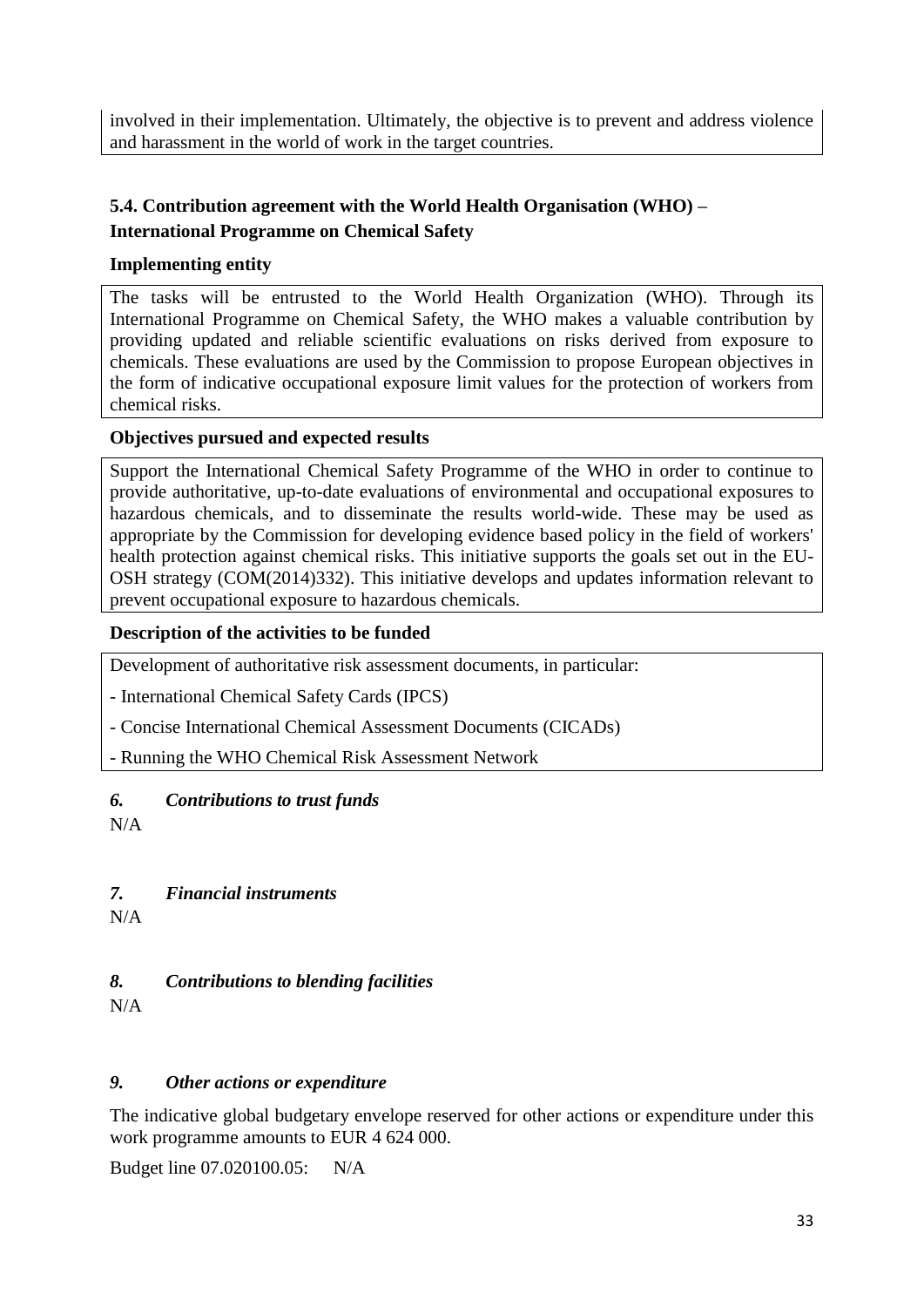involved in their implementation. Ultimately, the objective is to prevent and address violence and harassment in the world of work in the target countries.

### 5.4. Contribution agreement with the World Health Organisation (WHO) – International Programme on Chemical Safety

**Implementing entity**

The tasks will be entrusted to the World Health Organization (WHO). Through its International Programme on Chemical Safety, the WHO makes a valuable contribution by providing updated and reliable scientific evaluations on risks derived from exposure to chemicals. These evaluations are used by the Commission to propose European objectives in the form of indicative occupational exposure limit values for the protection of workers from chemical risks.

**Objectives pursued and expected results**

Support the International Chemical Safety Programme of the WHO in order to continue to provide authoritative, up-to-date evaluations of environmental and occupational exposures to hazardous chemicals, and to disseminate the results world-wide. These may be used as appropriate by the Commission for developing evidence based policy in the field of workers' health protection against chemical risks. This initiative supports the goals set out in the EU-OSH strategy (COM(2014)332). This initiative develops and updates information relevant to prevent occupational exposure to hazardous chemicals.

**Description of the activities to be funded**

Development of authoritative risk assessment documents, in particular:

- International Chemical Safety Cards (IPCS)
- Concise International Chemical Assessment Documents (CICADs)
- Running the WHO Chemical Risk Assessment Network

## *6. Contributions to trust funds*

N/A

## *7. Financial instruments*

N/A

## *8. Contributions to blending facilities*

N/A

## *9. Other actions or expenditure*

The indicative global budgetary envelope reserved for other actions or expenditure under this work programme amounts to EUR 4 624 000.

Budget line 07.020100.05: N/A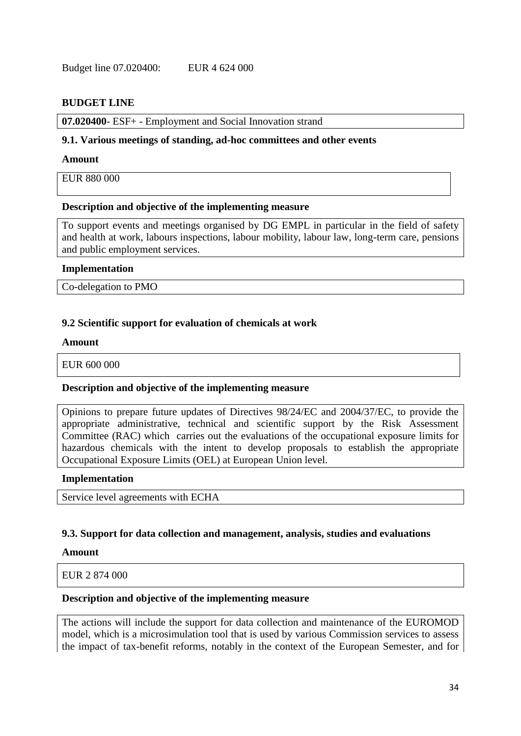Budget line 07.020400: EUR 4 624 000

**BUDGET LINE**

**07.020400**- ESF+ - Employment and Social Innovation strand

**9.1. Various meetings of standing, ad-hoc committees and other events**

**Amount**

EUR 880 000

**Description and objective of the implementing measure**

To support events and meetings organised by DG EMPL in particular in the field of safety and health at work, labours inspections, labour mobility, labour law, long-term care, pensions and public employment services.

**Implementation**

Co-delegation to PMO

**9.2 Scientific support for evaluation of chemicals at work**

**Amount**

EUR 600 000

**Description and objective of the implementing measure**

Opinions to prepare future updates of Directives 98/24/EC and 2004/37/EC, to provide the appropriate administrative, technical and scientific support by the Risk Assessment Committee (RAC) which carries out the evaluations of the occupational exposure limits for hazardous chemicals with the intent to develop proposals to establish the appropriate Occupational Exposure Limits (OEL) at European Union level.

**Implementation**

Service level agreements with ECHA

**9.3. Support for data collection and management, analysis, studies and evaluations**

**Amount**

EUR 2 874 000

**Description and objective of the implementing measure**

The actions will include the support for data collection and maintenance of the EUROMOD model, which is a microsimulation tool that is used by various Commission services to assess the impact of tax-benefit reforms, notably in the context of the European Semester, and for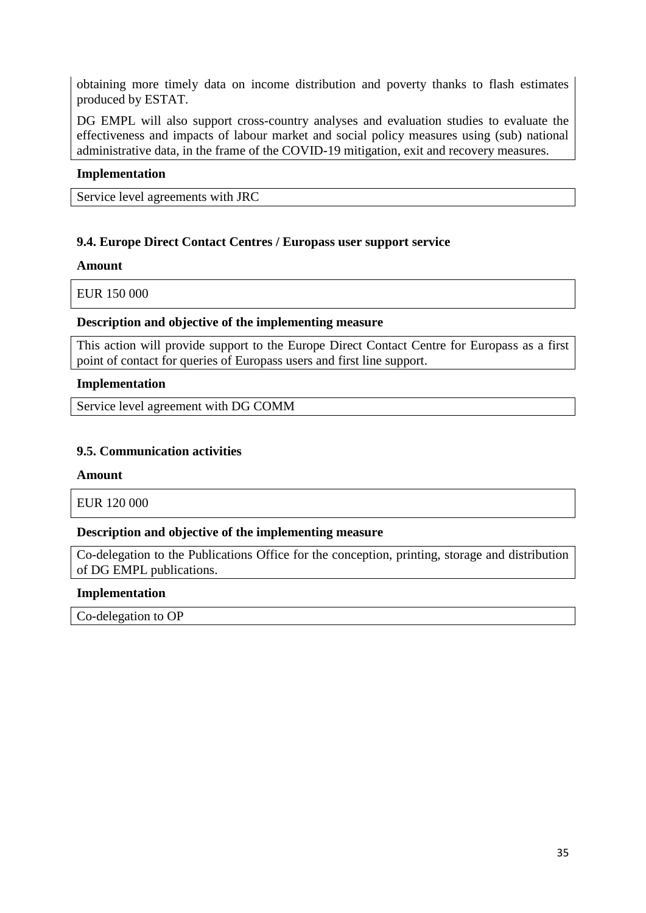obtaining more timely data on income distribution and poverty thanks to flash estimates produced by ESTAT.

DG EMPL will also support cross-country analyses and evaluation studies to evaluate the effectiveness and impacts of labour market and social policy measures using (sub) national administrative data, in the frame of the COVID-19 mitigation, exit and recovery measures.

**Implementation**

Service level agreements with JRC

### 9.4. Europe Direct Contact Centres / Europass user support service

**Amount**

EUR 150 000

**Description and objective of the implementing measure**

This action will provide support to the Europe Direct Contact Centre for Europass as a first point of contact for queries of Europass users and first line support.

**Implementation**

Service level agreement with DG COMM

### 9.5. Communication activities

**Amount**

EUR 120 000

**Description and objective of the implementing measure**

Co-delegation to the Publications Office for the conception, printing, storage and distribution of DG EMPL publications.

**Implementation**

Co-delegation to OP